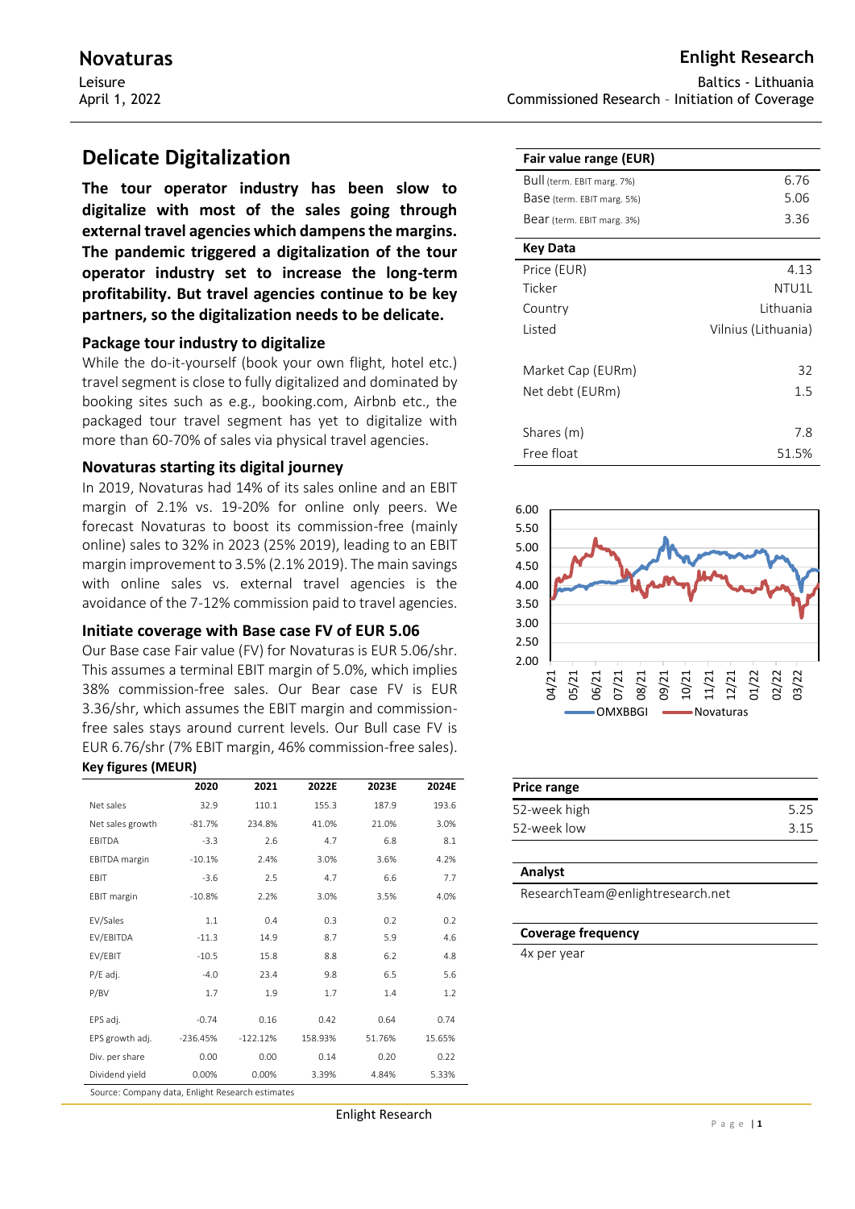# Novaturas

Leisure
April 1, 2022

**Enlight Research**

Baltics - Lithuania
Commissioned Research - Initiation of Coverage

## Delicate Digitalization

**The tour operator industry has been slow to digitalize with most of the sales going through external travel agencies which dampens the margins. The pandemic triggered a digitalization of the tour operator industry set to increase the long-term profitability. But travel agencies continue to be key partners, so the digitalization needs to be delicate.**

### Package tour industry to digitalize

While the do-it-yourself (book your own flight, hotel etc.) travel segment is close to fully digitalized and dominated by booking sites such as e.g., booking.com, Airbnb etc., the packaged tour travel segment has yet to digitalize with more than 60-70% of sales via physical travel agencies.

### Novaturas starting its digital journey

In 2019, Novaturas had 14% of its sales online and an EBIT margin of 2.1% vs. 19-20% for online only peers. We forecast Novaturas to boost its commission-free (mainly online) sales to 32% in 2023 (25% 2019), leading to an EBIT margin improvement to 3.5% (2.1% 2019). The main savings with online sales vs. external travel agencies is the avoidance of the 7-12% commission paid to travel agencies.

### Initiate coverage with Base case FV of EUR 5.06

Our Base case Fair value (FV) for Novaturas is EUR 5.06/shr. This assumes a terminal EBIT margin of 5.0%, which implies 38% commission-free sales. Our Bear case FV is EUR 3.36/shr, which assumes the EBIT margin and commission-free sales stays around current levels. Our Bull case FV is EUR 6.76/shr (7% EBIT margin, 46% commission-free sales).

**Key figures (MEUR)**

| | 2020 | 2021 | 2022E | 2023E | 2024E |
|---|---|---|---|---|---|
| Net sales | 32.9 | 110.1 | 155.3 | 187.9 | 193.6 |
| Net sales growth | -81.7% | 234.8% | 41.0% | 21.0% | 3.0% |
| EBITDA | -3.3 | 2.6 | 4.7 | 6.8 | 8.1 |
| EBITDA margin | -10.1% | 2.4% | 3.0% | 3.6% | 4.2% |
| EBIT | -3.6 | 2.5 | 4.7 | 6.6 | 7.7 |
| EBIT margin | -10.8% | 2.2% | 3.0% | 3.5% | 4.0% |
| EV/Sales | 1.1 | 0.4 | 0.3 | 0.2 | 0.2 |
| EV/EBITDA | -11.3 | 14.9 | 8.7 | 5.9 | 4.6 |
| EV/EBIT | -10.5 | 15.8 | 8.8 | 6.2 | 4.8 |
| P/E adj. | -4.0 | 23.4 | 9.8 | 6.5 | 5.6 |
| P/BV | 1.7 | 1.9 | 1.7 | 1.4 | 1.2 |
| EPS adj. | -0.74 | 0.16 | 0.42 | 0.64 | 0.74 |
| EPS growth adj. | -236.45% | -122.12% | 158.93% | 51.76% | 15.65% |
| Div. per share | 0.00 | 0.00 | 0.14 | 0.20 | 0.22 |
| Dividend yield | 0.00% | 0.00% | 3.39% | 4.84% | 5.33% |

Source: Company data, Enlight Research estimates

| Fair value range (EUR) | |
|---|---|
| Bull (term. EBIT marg. 7%) | 6.76 |
| Base (term. EBIT marg. 5%) | 5.06 |
| Bear (term. EBIT marg. 3%) | 3.36 |

| Key Data | |
|---|---|
| Price (EUR) | 4.13 |
| Ticker | NTU1L |
| Country | Lithuania |
| Listed | Vilnius (Lithuania) |
| Market Cap (EURm) | 32 |
| Net debt (EURm) | 1.5 |
| Shares (m) | 7.8 |
| Free float | 51.5% |

| Price range | |
|---|---|
| 52-week high | 5.25 |
| 52-week low | 3.15 |

**Analyst**

ResearchTeam@enlightresearch.net

**Coverage frequency**

4x per year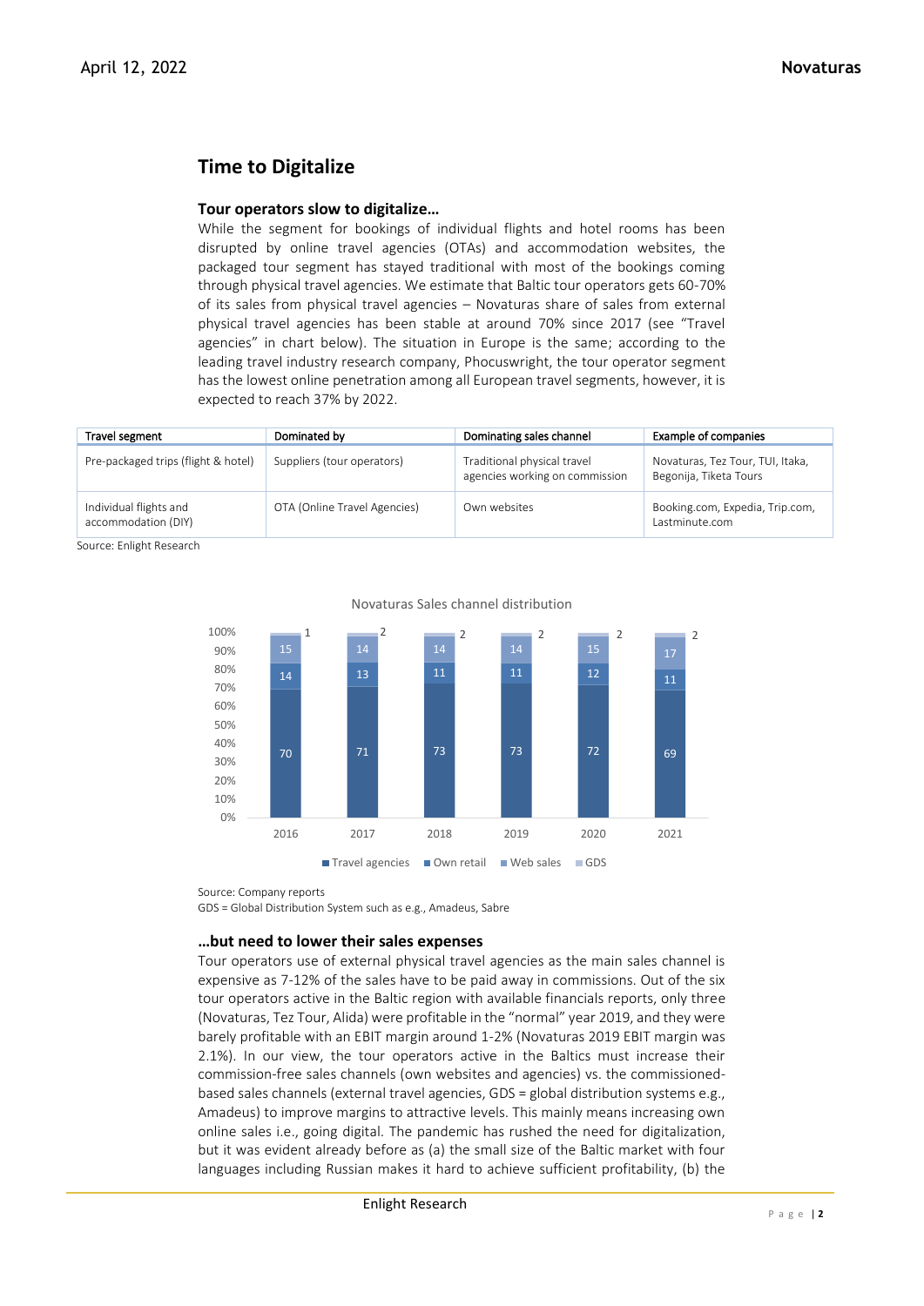## Time to Digitalize

### Tour operators slow to digitalize…

While the segment for bookings of individual flights and hotel rooms has been disrupted by online travel agencies (OTAs) and accommodation websites, the packaged tour segment has stayed traditional with most of the bookings coming through physical travel agencies. We estimate that Baltic tour operators gets 60-70% of its sales from physical travel agencies – Novaturas share of sales from external physical travel agencies has been stable at around 70% since 2017 (see "Travel agencies" in chart below). The situation in Europe is the same; according to the leading travel industry research company, Phocuswright, the tour operator segment has the lowest online penetration among all European travel segments, however, it is expected to reach 37% by 2022.

| Travel segment | Dominated by | Dominating sales channel | Example of companies |
|---|---|---|---|
| Pre-packaged trips (flight & hotel) | Suppliers (tour operators) | Traditional physical travel agencies working on commission | Novaturas, Tez Tour, TUI, Itaka, Begonija, Tiketa Tours |
| Individual flights and accommodation (DIY) | OTA (Online Travel Agencies) | Own websites | Booking.com, Expedia, Trip.com, Lastminute.com |

Source: Enlight Research

**Novaturas Sales channel distribution**

| | 2016 | 2017 | 2018 | 2019 | 2020 | 2021 |
|---|---|---|---|---|---|---|
| Travel agencies | 70 | 71 | 73 | 73 | 72 | 69 |
| Own retail | 14 | 13 | 11 | 11 | 12 | 11 |
| Web sales | 15 | 14 | 14 | 14 | 15 | 17 |
| GDS | 1 | 2 | 2 | 2 | 2 | 2 |

Source: Company reports

GDS = Global Distribution System such as e.g., Amadeus, Sabre

### …but need to lower their sales expenses

Tour operators use of external physical travel agencies as the main sales channel is expensive as 7-12% of the sales have to be paid away in commissions. Out of the six tour operators active in the Baltic region with available financials reports, only three (Novaturas, Tez Tour, Alida) were profitable in the "normal" year 2019, and they were barely profitable with an EBIT margin around 1-2% (Novaturas 2019 EBIT margin was 2.1%). In our view, the tour operators active in the Baltics must increase their commission-free sales channels (own websites and agencies) vs. the commissioned-based sales channels (external travel agencies, GDS = global distribution systems e.g., Amadeus) to improve margins to attractive levels. This mainly means increasing own online sales i.e., going digital. The pandemic has rushed the need for digitalization, but it was evident already before as (a) the small size of the Baltic market with four languages including Russian makes it hard to achieve sufficient profitability, (b) the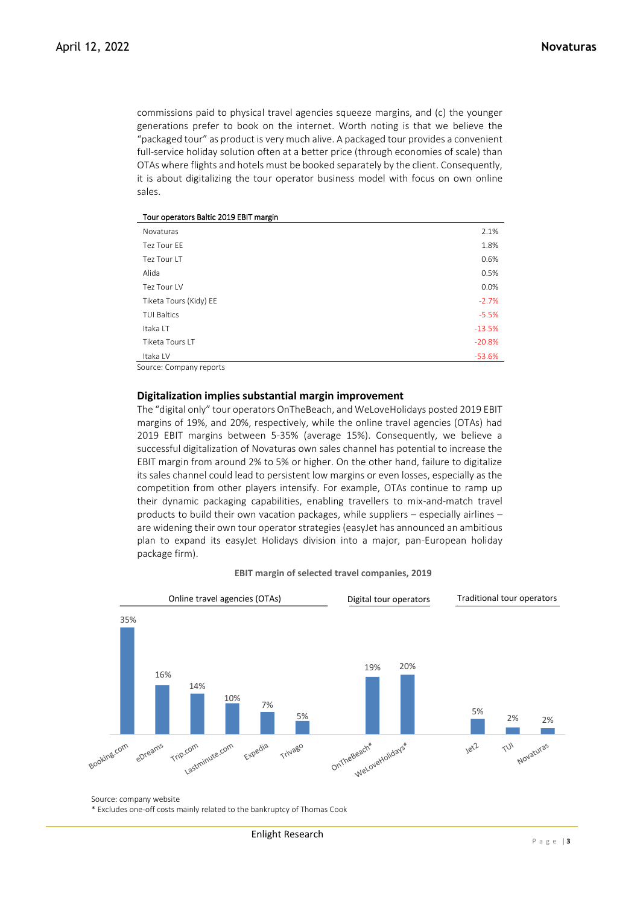commissions paid to physical travel agencies squeeze margins, and (c) the younger generations prefer to book on the internet. Worth noting is that we believe the "packaged tour" as product is very much alive. A packaged tour provides a convenient full-service holiday solution often at a better price (through economies of scale) than OTAs where flights and hotels must be booked separately by the client. Consequently, it is about digitalizing the tour operator business model with focus on own online sales.

| Tour operators Baltic 2019 EBIT margin | |
|---|---|
| Novaturas | 2.1% |
| Tez Tour EE | 1.8% |
| Tez Tour LT | 0.6% |
| Alida | 0.5% |
| Tez Tour LV | 0.0% |
| Tiketa Tours (Kidy) EE | -2.7% |
| TUI Baltics | -5.5% |
| Itaka LT | -13.5% |
| Tiketa Tours LT | -20.8% |
| Itaka LV | -53.6% |

Source: Company reports

## Digitalization implies substantial margin improvement

The "digital only" tour operators OnTheBeach, and WeLoveHolidays posted 2019 EBIT margins of 19%, and 20%, respectively, while the online travel agencies (OTAs) had 2019 EBIT margins between 5-35% (average 15%). Consequently, we believe a successful digitalization of Novaturas own sales channel has potential to increase the EBIT margin from around 2% to 5% or higher. On the other hand, failure to digitalize its sales channel could lead to persistent low margins or even losses, especially as the competition from other players intensify. For example, OTAs continue to ramp up their dynamic packaging capabilities, enabling travellers to mix-and-match travel products to build their own vacation packages, while suppliers – especially airlines – are widening their own tour operator strategies (easyJet has announced an ambitious plan to expand its easyJet Holidays division into a major, pan-European holiday package firm).

**EBIT margin of selected travel companies, 2019**

| Category | Company | EBIT margin |
|---|---|---|
| Online travel agencies (OTAs) | Booking.com | 35% |
| | eDreams | 16% |
| | Trip.com | 14% |
| | Lastminute.com | 10% |
| | Expedia | 7% |
| | Trivago | 5% |
| Digital tour operators | OnTheBeach* | 19% |
| | WeLoveHolidays* | 20% |
| Traditional tour operators | Jet2 | 5% |
| | TUI | 2% |
| | Novaturas | 2% |

Source: company website

\* Excludes one-off costs mainly related to the bankruptcy of Thomas Cook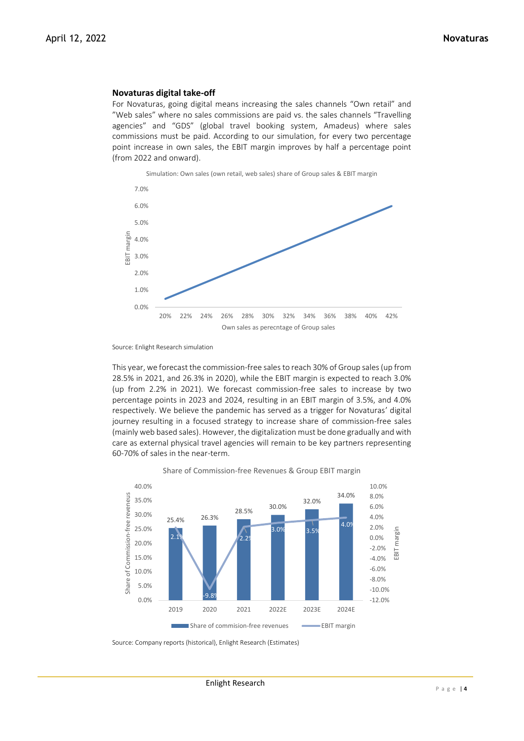### Novaturas digital take-off

For Novaturas, going digital means increasing the sales channels "Own retail" and "Web sales" where no sales commissions are paid vs. the sales channels "Travelling agencies" and "GDS" (global travel booking system, Amadeus) where sales commissions must be paid. According to our simulation, for every two percentage point increase in own sales, the EBIT margin improves by half a percentage point (from 2022 and onward).

Simulation: Own sales (own retail, web sales) share of Group sales & EBIT margin

Source: Enlight Research simulation

This year, we forecast the commission-free sales to reach 30% of Group sales (up from 28.5% in 2021, and 26.3% in 2020), while the EBIT margin is expected to reach 3.0% (up from 2.2% in 2021). We forecast commission-free sales to increase by two percentage points in 2023 and 2024, resulting in an EBIT margin of 3.5%, and 4.0% respectively. We believe the pandemic has served as a trigger for Novaturas' digital journey resulting in a focused strategy to increase share of commission-free sales (mainly web based sales). However, the digitalization must be done gradually and with care as external physical travel agencies will remain to be key partners representing 60-70% of sales in the near-term.

Share of Commission-free Revenues & Group EBIT margin

| | 2019 | 2020 | 2021 | 2022E | 2023E | 2024E |
|---|---|---|---|---|---|---|
| Share of commision-free revenues | 25.4% | 26.3% | 28.5% | 30.0% | 32.0% | 34.0% |
| EBIT margin | 2.1% | -9.8% | 2.2% | 3.0% | 3.5% | 4.0% |

Source: Company reports (historical), Enlight Research (Estimates)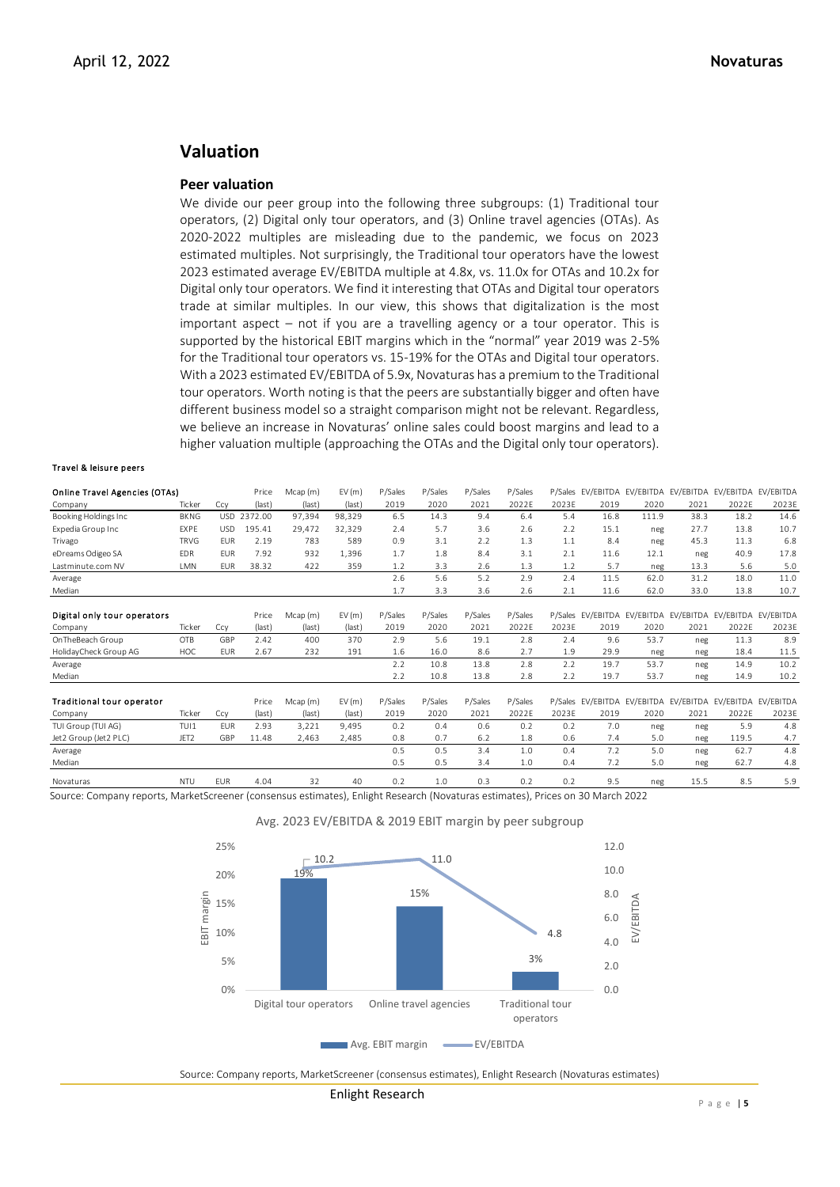## Valuation

### Peer valuation

We divide our peer group into the following three subgroups: (1) Traditional tour operators, (2) Digital only tour operators, and (3) Online travel agencies (OTAs). As 2020-2022 multiples are misleading due to the pandemic, we focus on 2023 estimated multiples. Not surprisingly, the Traditional tour operators have the lowest 2023 estimated average EV/EBITDA multiple at 4.8x, vs. 11.0x for OTAs and 10.2x for Digital only tour operators. We find it interesting that OTAs and Digital tour operators trade at similar multiples. In our view, this shows that digitalization is the most important aspect – not if you are a travelling agency or a tour operator. This is supported by the historical EBIT margins which in the "normal" year 2019 was 2-5% for the Traditional tour operators vs. 15-19% for the OTAs and Digital tour operators. With a 2023 estimated EV/EBITDA of 5.9x, Novaturas has a premium to the Traditional tour operators. Worth noting is that the peers are substantially bigger and often have different business model so a straight comparison might not be relevant. Regardless, we believe an increase in Novaturas' online sales could boost margins and lead to a higher valuation multiple (approaching the OTAs and the Digital only tour operators).

**Travel & leisure peers**

| Online Travel Agencies (OTAs) | | | Price | Mcap (m) | EV (m) | P/Sales | P/Sales | P/Sales | P/Sales | P/Sales | EV/EBITDA | EV/EBITDA | EV/EBITDA | EV/EBITDA | EV/EBITDA |
|---|---|---|---|---|---|---|---|---|---|---|---|---|---|---|---|
| Company | Ticker | Ccy | (last) | (last) | (last) | 2019 | 2020 | 2021 | 2022E | 2023E | 2019 | 2020 | 2021 | 2022E | 2023E |
| Booking Holdings Inc | BKNG | USD | 2372.00 | 97,394 | 98,329 | 6.5 | 14.3 | 9.4 | 6.4 | 5.4 | 16.8 | 111.9 | 38.3 | 18.2 | 14.6 |
| Expedia Group Inc | EXPE | USD | 195.41 | 29,472 | 32,329 | 2.4 | 5.7 | 3.6 | 2.6 | 2.2 | 15.1 | neg | 27.7 | 13.8 | 10.7 |
| Trivago | TRVG | EUR | 2.19 | 783 | 589 | 0.9 | 3.1 | 2.2 | 1.3 | 1.1 | 8.4 | neg | 45.3 | 11.3 | 6.8 |
| eDreams Odigeo SA | EDR | EUR | 7.92 | 932 | 1,396 | 1.7 | 1.8 | 8.4 | 3.1 | 2.1 | 11.6 | 12.1 | neg | 40.9 | 17.8 |
| Lastminute.com NV | LMN | EUR | 38.32 | 422 | 359 | 1.2 | 3.3 | 2.6 | 1.3 | 1.2 | 5.7 | neg | 13.3 | 5.6 | 5.0 |
| Average | | | | | | 2.6 | 5.6 | 5.2 | 2.9 | 2.4 | 11.5 | 62.0 | 31.2 | 18.0 | 11.0 |
| Median | | | | | | 1.7 | 3.3 | 3.6 | 2.6 | 2.1 | 11.6 | 62.0 | 33.0 | 13.8 | 10.7 |
| | | | | | | | | | | | | | | | |
| **Digital only tour operators** | | | Price | Mcap (m) | EV (m) | P/Sales | P/Sales | P/Sales | P/Sales | P/Sales | EV/EBITDA | EV/EBITDA | EV/EBITDA | EV/EBITDA | EV/EBITDA |
| Company | Ticker | Ccy | (last) | (last) | (last) | 2019 | 2020 | 2021 | 2022E | 2023E | 2019 | 2020 | 2021 | 2022E | 2023E |
| OnTheBeach Group | OTB | GBP | 2.42 | 400 | 370 | 2.9 | 5.6 | 19.1 | 2.8 | 2.4 | 9.6 | 53.7 | neg | 11.3 | 8.9 |
| HolidayCheck Group AG | HOC | EUR | 2.67 | 232 | 191 | 1.6 | 16.0 | 8.6 | 2.7 | 1.9 | 29.9 | neg | neg | 18.4 | 11.5 |
| Average | | | | | | 2.2 | 10.8 | 13.8 | 2.8 | 2.2 | 19.7 | 53.7 | neg | 14.9 | 10.2 |
| Median | | | | | | 2.2 | 10.8 | 13.8 | 2.8 | 2.2 | 19.7 | 53.7 | neg | 14.9 | 10.2 |
| | | | | | | | | | | | | | | | |
| **Traditional tour operator** | | | Price | Mcap (m) | EV (m) | P/Sales | P/Sales | P/Sales | P/Sales | P/Sales | EV/EBITDA | EV/EBITDA | EV/EBITDA | EV/EBITDA | EV/EBITDA |
| Company | Ticker | Ccy | (last) | (last) | (last) | 2019 | 2020 | 2021 | 2022E | 2023E | 2019 | 2020 | 2021 | 2022E | 2023E |
| TUI Group (TUI AG) | TUI1 | EUR | 2.93 | 3,221 | 9,495 | 0.2 | 0.4 | 0.6 | 0.2 | 0.2 | 7.0 | neg | neg | 5.9 | 4.8 |
| Jet2 Group (Jet2 PLC) | JET2 | GBP | 11.48 | 2,463 | 2,485 | 0.8 | 0.7 | 6.2 | 1.8 | 0.6 | 7.4 | 5.0 | neg | 119.5 | 4.7 |
| Average | | | | | | 0.5 | 0.5 | 3.4 | 1.0 | 0.4 | 7.2 | 5.0 | neg | 62.7 | 4.8 |
| Median | | | | | | 0.5 | 0.5 | 3.4 | 1.0 | 0.4 | 7.2 | 5.0 | neg | 62.7 | 4.8 |
| | | | | | | | | | | | | | | | |
| Novaturas | NTU | EUR | 4.04 | 32 | 40 | 0.2 | 1.0 | 0.3 | 0.2 | 0.2 | 9.5 | neg | 15.5 | 8.5 | 5.9 |

Source: Company reports, MarketScreener (consensus estimates), Enlight Research (Novaturas estimates), Prices on 30 March 2022

Avg. 2023 EV/EBITDA & 2019 EBIT margin by peer subgroup

| | Avg. EBIT margin | EV/EBITDA |
|---|---|---|
| Digital tour operators | 19% | 10.2 |
| Online travel agencies | 15% | 11.0 |
| Traditional tour operators | 3% | 4.8 |

Source: Company reports, MarketScreener (consensus estimates), Enlight Research (Novaturas estimates)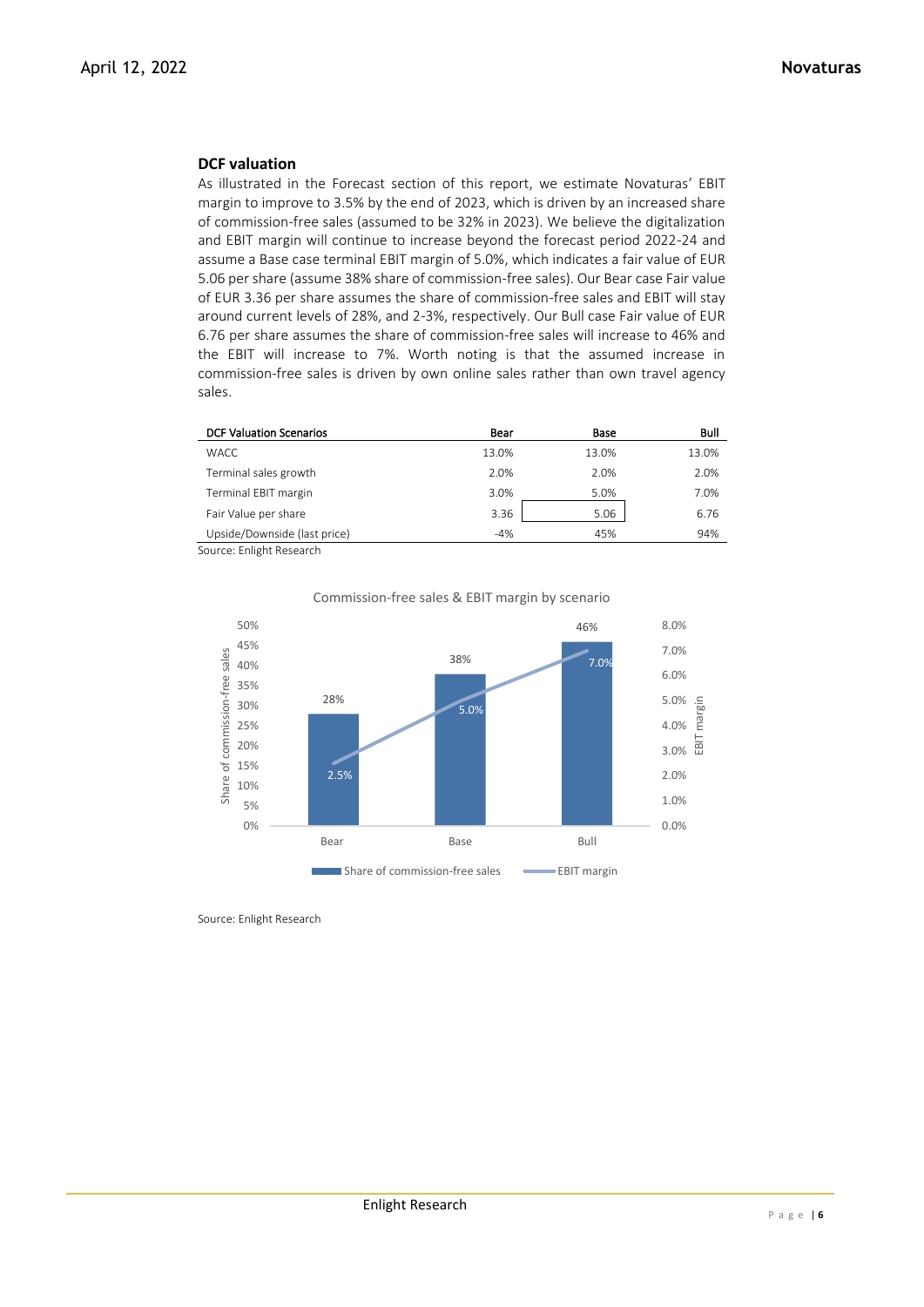### DCF valuation

As illustrated in the Forecast section of this report, we estimate Novaturas' EBIT margin to improve to 3.5% by the end of 2023, which is driven by an increased share of commission-free sales (assumed to be 32% in 2023). We believe the digitalization and EBIT margin will continue to increase beyond the forecast period 2022-24 and assume a Base case terminal EBIT margin of 5.0%, which indicates a fair value of EUR 5.06 per share (assume 38% share of commission-free sales). Our Bear case Fair value of EUR 3.36 per share assumes the share of commission-free sales and EBIT will stay around current levels of 28%, and 2-3%, respectively. Our Bull case Fair value of EUR 6.76 per share assumes the share of commission-free sales will increase to 46% and the EBIT will increase to 7%. Worth noting is that the assumed increase in commission-free sales is driven by own online sales rather than own travel agency sales.

| DCF Valuation Scenarios | Bear | Base | Bull |
|---|---|---|---|
| WACC | 13.0% | 13.0% | 13.0% |
| Terminal sales growth | 2.0% | 2.0% | 2.0% |
| Terminal EBIT margin | 3.0% | 5.0% | 7.0% |
| Fair Value per share | 3.36 | 5.06 | 6.76 |
| Upside/Downside (last price) | -4% | 45% | 94% |

Source: Enlight Research

Commission-free sales & EBIT margin by scenario

| | Bear | Base | Bull |
|---|---|---|---|
| Share of commission-free sales | 28% | 38% | 46% |
| EBIT margin | 2.5% | 5.0% | 7.0% |

Source: Enlight Research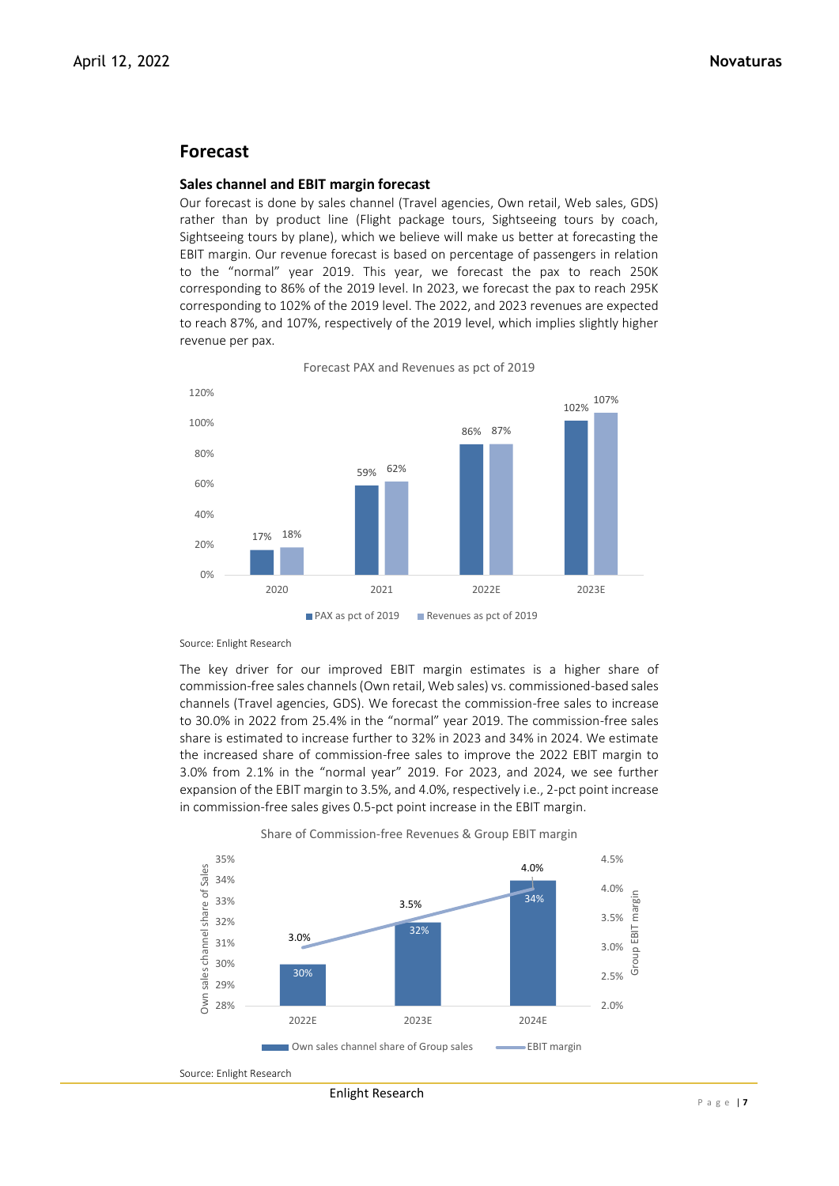# Forecast

### Sales channel and EBIT margin forecast

Our forecast is done by sales channel (Travel agencies, Own retail, Web sales, GDS) rather than by product line (Flight package tours, Sightseeing tours by coach, Sightseeing tours by plane), which we believe will make us better at forecasting the EBIT margin. Our revenue forecast is based on percentage of passengers in relation to the "normal" year 2019. This year, we forecast the pax to reach 250K corresponding to 86% of the 2019 level. In 2023, we forecast the pax to reach 295K corresponding to 102% of the 2019 level. The 2022, and 2023 revenues are expected to reach 87%, and 107%, respectively of the 2019 level, which implies slightly higher revenue per pax.

Forecast PAX and Revenues as pct of 2019

| | 2020 | 2021 | 2022E | 2023E |
|---|---|---|---|---|
| PAX as pct of 2019 | 17% | 59% | 86% | 102% |
| Revenues as pct of 2019 | 18% | 62% | 87% | 107% |

Source: Enlight Research

The key driver for our improved EBIT margin estimates is a higher share of commission-free sales channels (Own retail, Web sales) vs. commissioned-based sales channels (Travel agencies, GDS). We forecast the commission-free sales to increase to 30.0% in 2022 from 25.4% in the "normal" year 2019. The commission-free sales share is estimated to increase further to 32% in 2023 and 34% in 2024. We estimate the increased share of commission-free sales to improve the 2022 EBIT margin to 3.0% from 2.1% in the "normal year" 2019. For 2023, and 2024, we see further expansion of the EBIT margin to 3.5%, and 4.0%, respectively i.e., 2-pct point increase in commission-free sales gives 0.5-pct point increase in the EBIT margin.

Share of Commission-free Revenues & Group EBIT margin

| | 2022E | 2023E | 2024E |
|---|---|---|---|
| Own sales channel share of Group sales | 30% | 32% | 34% |
| EBIT margin | 3.0% | 3.5% | 4.0% |

Source: Enlight Research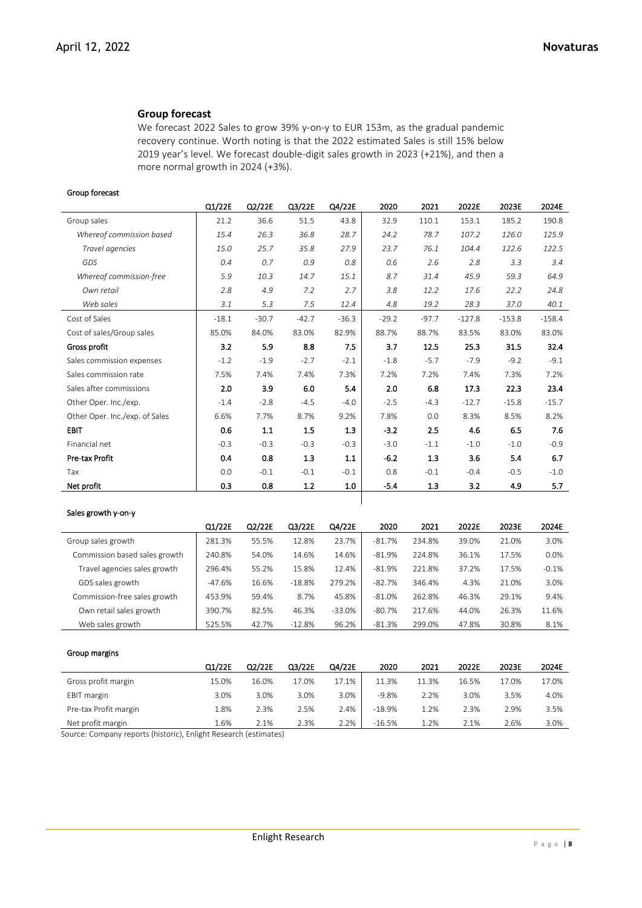## Group forecast

We forecast 2022 Sales to grow 39% y-on-y to EUR 153m, as the gradual pandemic recovery continue. Worth noting is that the 2022 estimated Sales is still 15% below 2019 year's level. We forecast double-digit sales growth in 2023 (+21%), and then a more normal growth in 2024 (+3%).

**Group forecast**

| | Q1/22E | Q2/22E | Q3/22E | Q4/22E | 2020 | 2021 | 2022E | 2023E | 2024E |
|---|---|---|---|---|---|---|---|---|---|
| Group sales | 21.2 | 36.6 | 51.5 | 43.8 | 32.9 | 110.1 | 153.1 | 185.2 | 190.8 |
| *Whereof commission based* | *15.4* | *26.3* | *36.8* | *28.7* | *24.2* | *78.7* | *107.2* | *126.0* | *125.9* |
| *Travel agencies* | *15.0* | *25.7* | *35.8* | *27.9* | *23.7* | *76.1* | *104.4* | *122.6* | *122.5* |
| *GDS* | *0.4* | *0.7* | *0.9* | *0.8* | *0.6* | *2.6* | *2.8* | *3.3* | *3.4* |
| *Whereof commission-free* | *5.9* | *10.3* | *14.7* | *15.1* | *8.7* | *31.4* | *45.9* | *59.3* | *64.9* |
| *Own retail* | *2.8* | *4.9* | *7.2* | *2.7* | *3.8* | *12.2* | *17.6* | *22.2* | *24.8* |
| *Web sales* | *3.1* | *5.3* | *7.5* | *12.4* | *4.8* | *19.2* | *28.3* | *37.0* | *40.1* |
| Cost of Sales | -18.1 | -30.7 | -42.7 | -36.3 | -29.2 | -97.7 | -127.8 | -153.8 | -158.4 |
| Cost of sales/Group sales | 85.0% | 84.0% | 83.0% | 82.9% | 88.7% | 88.7% | 83.5% | 83.0% | 83.0% |
| **Gross profit** | **3.2** | **5.9** | **8.8** | **7.5** | **3.7** | **12.5** | **25.3** | **31.5** | **32.4** |
| Sales commission expenses | -1.2 | -1.9 | -2.7 | -2.1 | -1.8 | -5.7 | -7.9 | -9.2 | -9.1 |
| Sales commission rate | 7.5% | 7.4% | 7.4% | 7.3% | 7.2% | 7.2% | 7.4% | 7.3% | 7.2% |
| Sales after commissions | **2.0** | **3.9** | **6.0** | **5.4** | **2.0** | **6.8** | **17.3** | **22.3** | **23.4** |
| Other Oper. Inc./exp. | -1.4 | -2.8 | -4.5 | -4.0 | -2.5 | -4.3 | -12.7 | -15.8 | -15.7 |
| Other Oper. Inc./exp. of Sales | 6.6% | 7.7% | 8.7% | 9.2% | 7.8% | 0.0 | 8.3% | 8.5% | 8.2% |
| **EBIT** | **0.6** | **1.1** | **1.5** | **1.3** | **-3.2** | **2.5** | **4.6** | **6.5** | **7.6** |
| Financial net | -0.3 | -0.3 | -0.3 | -0.3 | -3.0 | -1.1 | -1.0 | -1.0 | -0.9 |
| **Pre-tax Profit** | **0.4** | **0.8** | **1.3** | **1.1** | **-6.2** | **1.3** | **3.6** | **5.4** | **6.7** |
| Tax | 0.0 | -0.1 | -0.1 | -0.1 | 0.8 | -0.1 | -0.4 | -0.5 | -1.0 |
| **Net profit** | **0.3** | **0.8** | **1.2** | **1.0** | **-5.4** | **1.3** | **3.2** | **4.9** | **5.7** |

**Sales growth y-on-y**

| | Q1/22E | Q2/22E | Q3/22E | Q4/22E | 2020 | 2021 | 2022E | 2023E | 2024E |
|---|---|---|---|---|---|---|---|---|---|
| Group sales growth | 281.3% | 55.5% | 12.8% | 23.7% | -81.7% | 234.8% | 39.0% | 21.0% | 3.0% |
| Commission based sales growth | 240.8% | 54.0% | 14.6% | 14.6% | -81.9% | 224.8% | 36.1% | 17.5% | 0.0% |
| Travel agencies sales growth | 296.4% | 55.2% | 15.8% | 12.4% | -81.9% | 221.8% | 37.2% | 17.5% | -0.1% |
| GDS sales growth | -47.6% | 16.6% | -18.8% | 279.2% | -82.7% | 346.4% | 4.3% | 21.0% | 3.0% |
| Commission-free sales growth | 453.9% | 59.4% | 8.7% | 45.8% | -81.0% | 262.8% | 46.3% | 29.1% | 9.4% |
| Own retail sales growth | 390.7% | 82.5% | 46.3% | -33.0% | -80.7% | 217.6% | 44.0% | 26.3% | 11.6% |
| Web sales growth | 525.5% | 42.7% | -12.8% | 96.2% | -81.3% | 299.0% | 47.8% | 30.8% | 8.1% |

**Group margins**

| | Q1/22E | Q2/22E | Q3/22E | Q4/22E | 2020 | 2021 | 2022E | 2023E | 2024E |
|---|---|---|---|---|---|---|---|---|---|
| Gross profit margin | 15.0% | 16.0% | 17.0% | 17.1% | 11.3% | 11.3% | 16.5% | 17.0% | 17.0% |
| EBIT margin | 3.0% | 3.0% | 3.0% | 3.0% | -9.8% | 2.2% | 3.0% | 3.5% | 4.0% |
| Pre-tax Profit margin | 1.8% | 2.3% | 2.5% | 2.4% | -18.9% | 1.2% | 2.3% | 2.9% | 3.5% |
| Net profit margin | 1.6% | 2.1% | 2.3% | 2.2% | -16.5% | 1.2% | 2.1% | 2.6% | 3.0% |

Source: Company reports (historic), Enlight Research (estimates)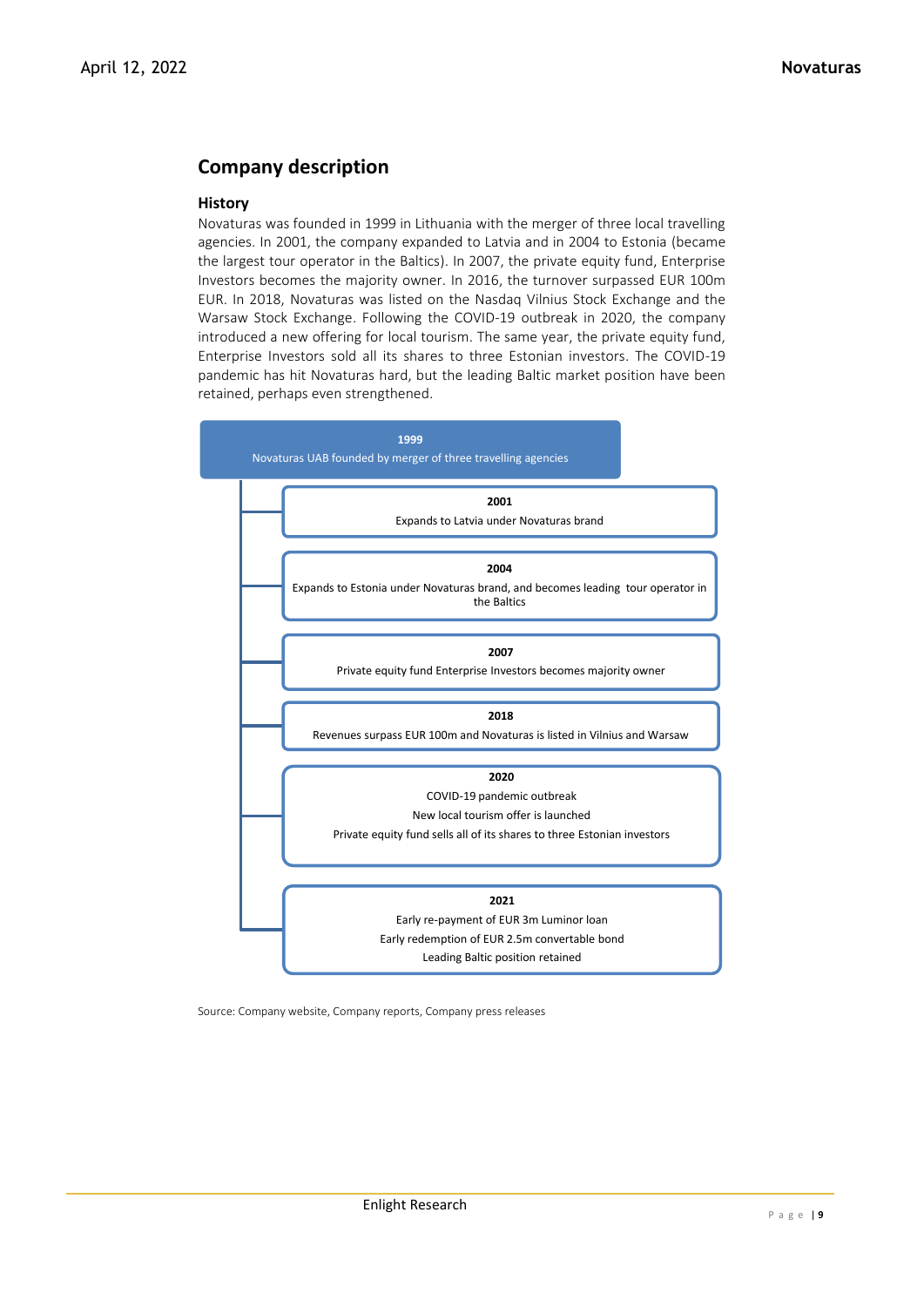## Company description

### History

Novaturas was founded in 1999 in Lithuania with the merger of three local travelling agencies. In 2001, the company expanded to Latvia and in 2004 to Estonia (became the largest tour operator in the Baltics). In 2007, the private equity fund, Enterprise Investors becomes the majority owner. In 2016, the turnover surpassed EUR 100m EUR. In 2018, Novaturas was listed on the Nasdaq Vilnius Stock Exchange and the Warsaw Stock Exchange. Following the COVID-19 outbreak in 2020, the company introduced a new offering for local tourism. The same year, the private equity fund, Enterprise Investors sold all its shares to three Estonian investors. The COVID-19 pandemic has hit Novaturas hard, but the leading Baltic market position have been retained, perhaps even strengthened.

**1999**
Novaturas UAB founded by merger of three travelling agencies

**2001**
Expands to Latvia under Novaturas brand

**2004**
Expands to Estonia under Novaturas brand, and becomes leading tour operator in the Baltics

**2007**
Private equity fund Enterprise Investors becomes majority owner

**2018**
Revenues surpass EUR 100m and Novaturas is listed in Vilnius and Warsaw

**2020**
COVID-19 pandemic outbreak
New local tourism offer is launched
Private equity fund sells all of its shares to three Estonian investors

**2021**
Early re-payment of EUR 3m Luminor loan
Early redemption of EUR 2.5m convertible bond
Leading Baltic position retained

Source: Company website, Company reports, Company press releases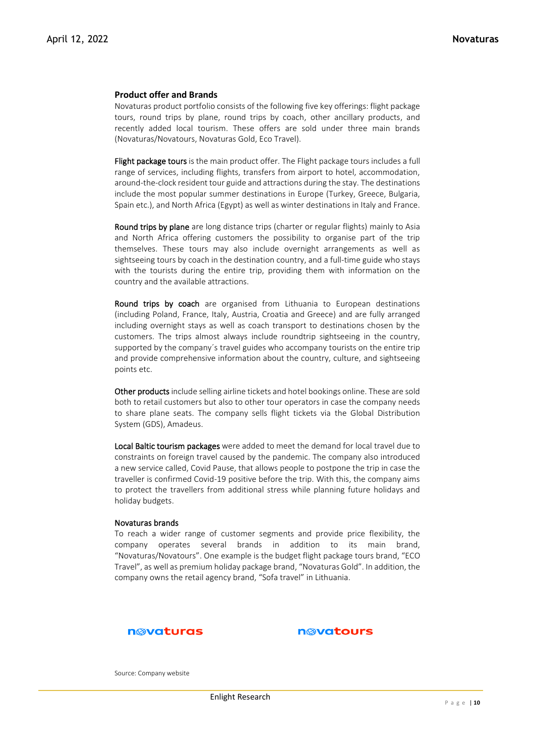## Product offer and Brands

Novaturas product portfolio consists of the following five key offerings: flight package tours, round trips by plane, round trips by coach, other ancillary products, and recently added local tourism. These offers are sold under three main brands (Novaturas/Novatours, Novaturas Gold, Eco Travel).

**Flight package tours** is the main product offer. The Flight package tours includes a full range of services, including flights, transfers from airport to hotel, accommodation, around-the-clock resident tour guide and attractions during the stay. The destinations include the most popular summer destinations in Europe (Turkey, Greece, Bulgaria, Spain etc.), and North Africa (Egypt) as well as winter destinations in Italy and France.

**Round trips by plane** are long distance trips (charter or regular flights) mainly to Asia and North Africa offering customers the possibility to organise part of the trip themselves. These tours may also include overnight arrangements as well as sightseeing tours by coach in the destination country, and a full-time guide who stays with the tourists during the entire trip, providing them with information on the country and the available attractions.

**Round trips by coach** are organised from Lithuania to European destinations (including Poland, France, Italy, Austria, Croatia and Greece) and are fully arranged including overnight stays as well as coach transport to destinations chosen by the customers. The trips almost always include roundtrip sightseeing in the country, supported by the company´s travel guides who accompany tourists on the entire trip and provide comprehensive information about the country, culture, and sightseeing points etc.

**Other products** include selling airline tickets and hotel bookings online. These are sold both to retail customers but also to other tour operators in case the company needs to share plane seats. The company sells flight tickets via the Global Distribution System (GDS), Amadeus.

**Local Baltic tourism packages** were added to meet the demand for local travel due to constraints on foreign travel caused by the pandemic. The company also introduced a new service called, Covid Pause, that allows people to postpone the trip in case the traveller is confirmed Covid-19 positive before the trip. With this, the company aims to protect the travellers from additional stress while planning future holidays and holiday budgets.

### Novaturas brands

To reach a wider range of customer segments and provide price flexibility, the company operates several brands in addition to its main brand, "Novaturas/Novatours". One example is the budget flight package tours brand, "ECO Travel", as well as premium holiday package brand, "Novaturas Gold". In addition, the company owns the retail agency brand, "Sofa travel" in Lithuania.

novaturas novatours

Source: Company website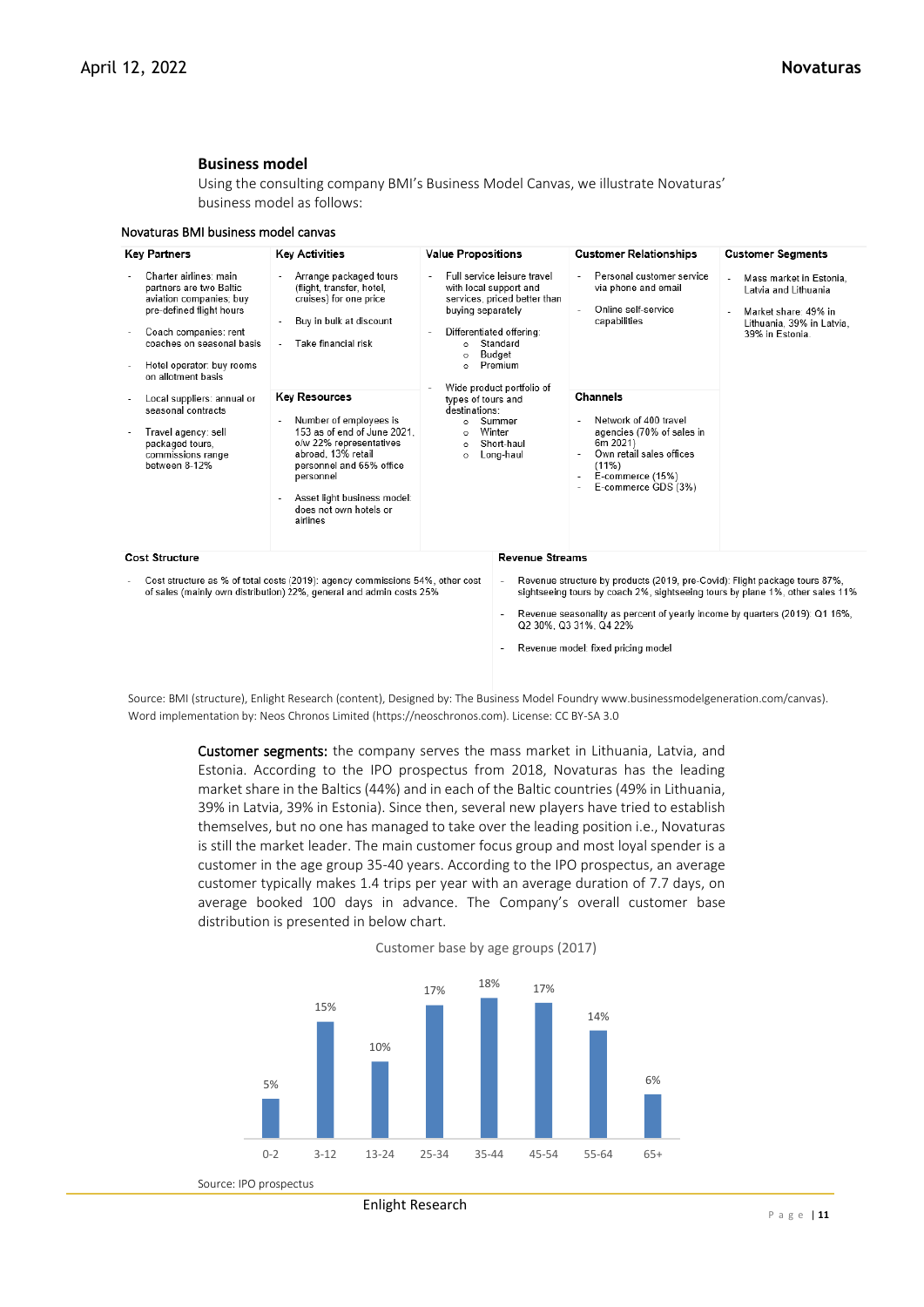## Business model

Using the consulting company BMI's Business Model Canvas, we illustrate Novaturas' business model as follows:

Novaturas BMI business model canvas

| Key Partners | Key Activities | Value Propositions | Customer Relationships | Customer Segments |
|---|---|---|---|---|
| - Charter airlines: main partners are two Baltic aviation companies; buy pre-defined flight hours<br>- Coach companies: rent coaches on seasonal basis<br>- Hotel operator: buy rooms on allotment basis<br>- Local suppliers: annual or seasonal contracts<br>- Travel agency: sell packaged tours, commissions range between 8-12% | - Arrange packaged tours (flight, transfer, hotel, cruises) for one price<br>- Buy in bulk at discount<br>- Take financial risk<br><br>**Key Resources**<br>- Number of employees is 153 as of end of June 2021, o/w 22% representatives abroad, 13% retail personnel and 65% office personnel<br>- Asset light business model: does not own hotels or airlines | - Full service leisure travel with local support and services, priced better than buying separately<br>- Differentiated offering:<br>  o Standard<br>  o Budget<br>  o Premium<br>- Wide product portfolio of types of tours and destinations:<br>  o Summer<br>  o Winter<br>  o Short-haul<br>  o Long-haul | - Personal customer service via phone and email<br>- Online self-service capabilities<br><br>**Channels**<br>- Network of 400 travel agencies (70% of sales in 6m 2021)<br>- Own retail sales offices (11%)<br>- E-commerce (15%)<br>- E-commerce GDS (3%) | - Mass market in Estonia, Latvia and Lithuania<br>- Market share: 49% in Lithuania, 39% in Latvia, 39% in Estonia |

| Cost Structure | Revenue Streams |
|---|---|
| - Cost structure as % of total costs (2019): agency commissions 54%, other cost of sales (mainly own distribution) 22%, general and admin costs 25% | - Revenue structure by products (2019, pre-Covid): Flight package tours 87%, sightseeing tours by coach 2%, sightseeing tours by plane 1%, other sales 11%<br>- Revenue seasonality as percent of yearly income by quarters (2019): Q1 16%, Q2 30%, Q3 31%, Q4 22%<br>- Revenue model: fixed pricing model |

Source: BMI (structure), Enlight Research (content), Designed by: The Business Model Foundry www.businessmodelgeneration.com/canvas). Word implementation by: Neos Chronos Limited (https://neoschronos.com). License: CC BY-SA 3.0

**Customer segments:** the company serves the mass market in Lithuania, Latvia, and Estonia. According to the IPO prospectus from 2018, Novaturas has the leading market share in the Baltics (44%) and in each of the Baltic countries (49% in Lithuania, 39% in Latvia, 39% in Estonia). Since then, several new players have tried to establish themselves, but no one has managed to take over the leading position i.e., Novaturas is still the market leader. The main customer focus group and most loyal spender is a customer in the age group 35-40 years. According to the IPO prospectus, an average customer typically makes 1.4 trips per year with an average duration of 7.7 days, on average booked 100 days in advance. The Company's overall customer base distribution is presented in below chart.

Customer base by age groups (2017)

| Age group | Share |
|---|---|
| 0-2 | 5% |
| 3-12 | 15% |
| 13-24 | 10% |
| 25-34 | 17% |
| 35-44 | 18% |
| 45-54 | 17% |
| 55-64 | 14% |
| 65+ | 6% |

Source: IPO prospectus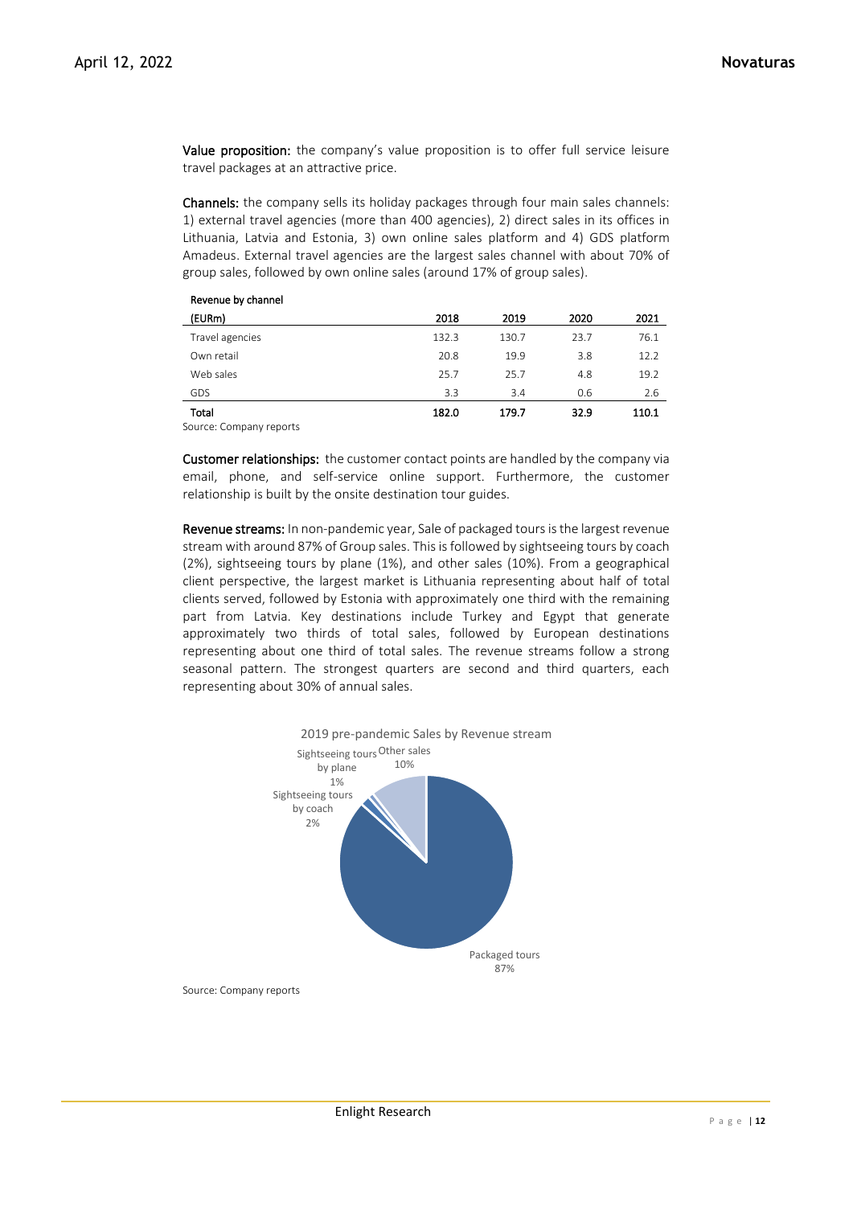**Value proposition:** the company's value proposition is to offer full service leisure travel packages at an attractive price.

**Channels:** the company sells its holiday packages through four main sales channels: 1) external travel agencies (more than 400 agencies), 2) direct sales in its offices in Lithuania, Latvia and Estonia, 3) own online sales platform and 4) GDS platform Amadeus. External travel agencies are the largest sales channel with about 70% of group sales, followed by own online sales (around 17% of group sales).

Revenue by channel

| (EURm) | 2018 | 2019 | 2020 | 2021 |
|---|---|---|---|---|
| Travel agencies | 132.3 | 130.7 | 23.7 | 76.1 |
| Own retail | 20.8 | 19.9 | 3.8 | 12.2 |
| Web sales | 25.7 | 25.7 | 4.8 | 19.2 |
| GDS | 3.3 | 3.4 | 0.6 | 2.6 |
| **Total** | **182.0** | **179.7** | **32.9** | **110.1** |

Source: Company reports

**Customer relationships:** the customer contact points are handled by the company via email, phone, and self-service online support. Furthermore, the customer relationship is built by the onsite destination tour guides.

**Revenue streams:** In non-pandemic year, Sale of packaged tours is the largest revenue stream with around 87% of Group sales. This is followed by sightseeing tours by coach (2%), sightseeing tours by plane (1%), and other sales (10%). From a geographical client perspective, the largest market is Lithuania representing about half of total clients served, followed by Estonia with approximately one third with the remaining part from Latvia. Key destinations include Turkey and Egypt that generate approximately two thirds of total sales, followed by European destinations representing about one third of total sales. The revenue streams follow a strong seasonal pattern. The strongest quarters are second and third quarters, each representing about 30% of annual sales.

2019 pre-pandemic Sales by Revenue stream

| Revenue stream | Share |
|---|---|
| Packaged tours | 87% |
| Sightseeing tours by coach | 2% |
| Sightseeing tours by plane | 1% |
| Other sales | 10% |

Source: Company reports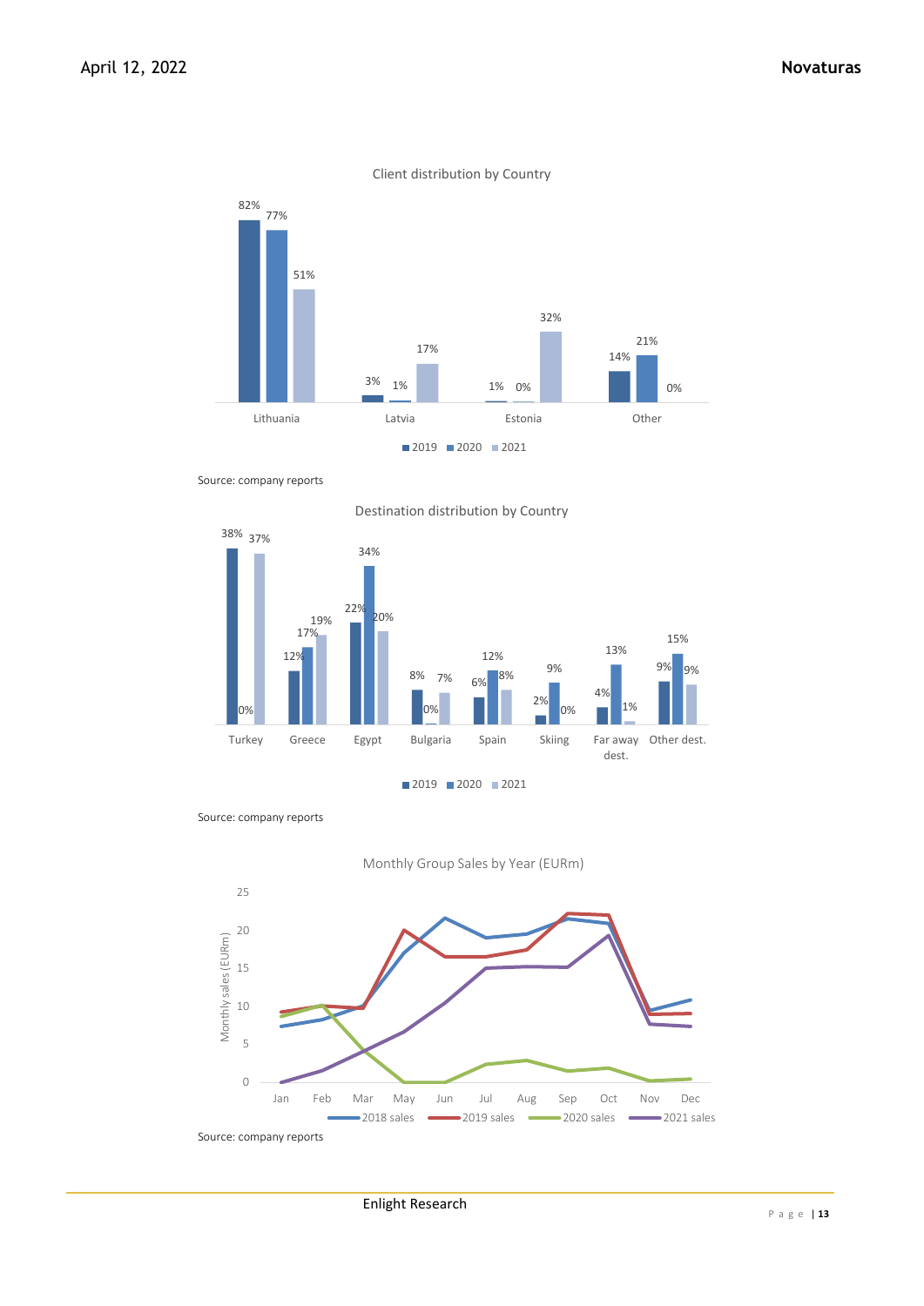Client distribution by Country

| | 2019 | 2020 | 2021 |
|---|---|---|---|
| Lithuania | 82% | 77% | 51% |
| Latvia | 3% | 1% | 17% |
| Estonia | 1% | 0% | 32% |
| Other | 14% | 21% | 0% |

Source: company reports

Destination distribution by Country

| | 2019 | 2020 | 2021 |
|---|---|---|---|
| Turkey | 38% | 0% | 37% |
| Greece | 12% | 17% | 19% |
| Egypt | 22% | 34% | 20% |
| Bulgaria | 8% | 0% | 7% |
| Spain | 6% | 12% | 8% |
| Skiing | 2% | 9% | 0% |
| Far away dest. | 4% | 13% | 1% |
| Other dest. | 9% | 15% | 9% |

Source: company reports

Monthly Group Sales by Year (EURm)

Source: company reports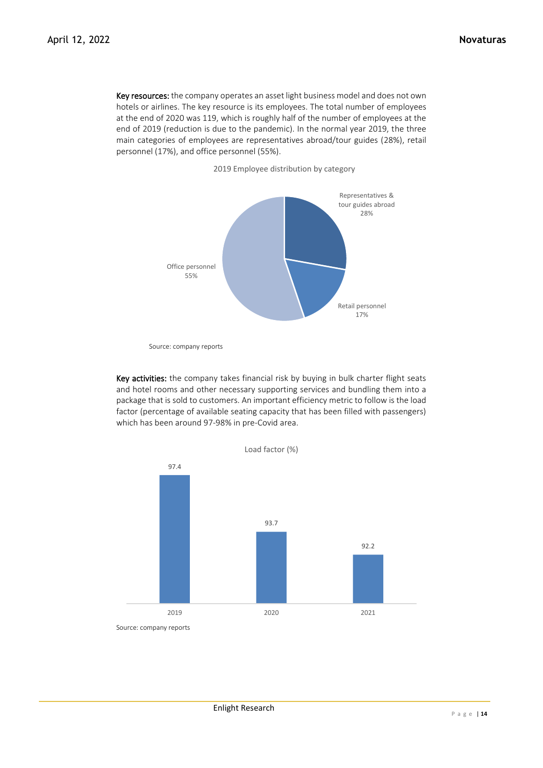**Key resources:** the company operates an asset light business model and does not own hotels or airlines. The key resource is its employees. The total number of employees at the end of 2020 was 119, which is roughly half of the number of employees at the end of 2019 (reduction is due to the pandemic). In the normal year 2019, the three main categories of employees are representatives abroad/tour guides (28%), retail personnel (17%), and office personnel (55%).

2019 Employee distribution by category

| Category | Share |
|---|---|
| Representatives & tour guides abroad | 28% |
| Retail personnel | 17% |
| Office personnel | 55% |

Source: company reports

**Key activities:** the company takes financial risk by buying in bulk charter flight seats and hotel rooms and other necessary supporting services and bundling them into a package that is sold to customers. An important efficiency metric to follow is the load factor (percentage of available seating capacity that has been filled with passengers) which has been around 97-98% in pre-Covid area.

Load factor (%)

| Year | Load factor (%) |
|---|---|
| 2019 | 97.4 |
| 2020 | 93.7 |
| 2021 | 92.2 |

Source: company reports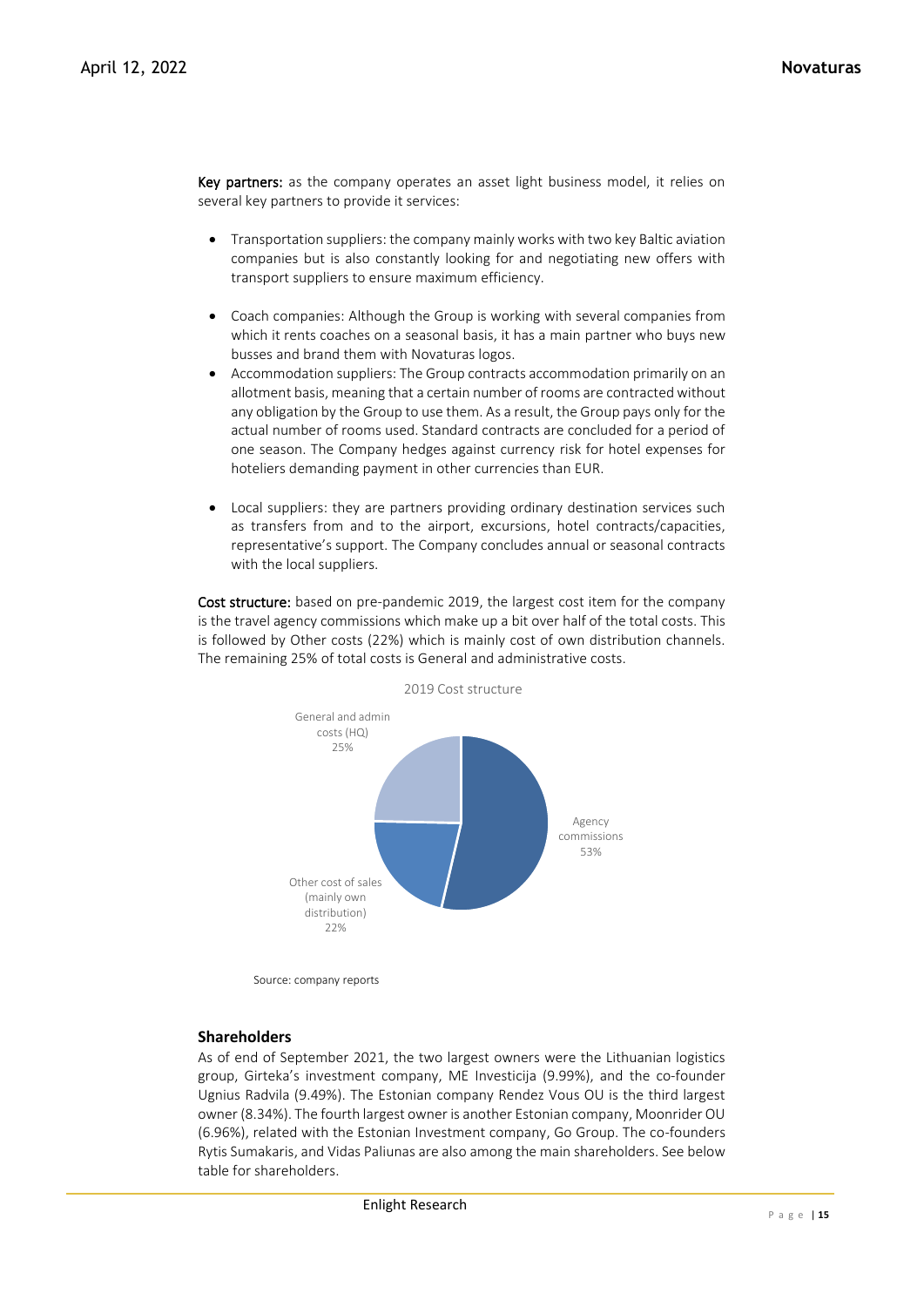**Key partners:** as the company operates an asset light business model, it relies on several key partners to provide it services:

- Transportation suppliers: the company mainly works with two key Baltic aviation companies but is also constantly looking for and negotiating new offers with transport suppliers to ensure maximum efficiency.
- Coach companies: Although the Group is working with several companies from which it rents coaches on a seasonal basis, it has a main partner who buys new busses and brand them with Novaturas logos.
- Accommodation suppliers: The Group contracts accommodation primarily on an allotment basis, meaning that a certain number of rooms are contracted without any obligation by the Group to use them. As a result, the Group pays only for the actual number of rooms used. Standard contracts are concluded for a period of one season. The Company hedges against currency risk for hotel expenses for hoteliers demanding payment in other currencies than EUR.
- Local suppliers: they are partners providing ordinary destination services such as transfers from and to the airport, excursions, hotel contracts/capacities, representative's support. The Company concludes annual or seasonal contracts with the local suppliers.

**Cost structure:** based on pre-pandemic 2019, the largest cost item for the company is the travel agency commissions which make up a bit over half of the total costs. This is followed by Other costs (22%) which is mainly cost of own distribution channels. The remaining 25% of total costs is General and administrative costs.

2019 Cost structure

| Cost item | Share |
| --- | --- |
| Agency commissions | 53% |
| Other cost of sales (mainly own distribution) | 22% |
| General and admin costs (HQ) | 25% |

Source: company reports

## Shareholders

As of end of September 2021, the two largest owners were the Lithuanian logistics group, Girteka's investment company, ME Investicija (9.99%), and the co-founder Ugnius Radvila (9.49%). The Estonian company Rendez Vous OU is the third largest owner (8.34%). The fourth largest owner is another Estonian company, Moonrider OU (6.96%), related with the Estonian Investment company, Go Group. The co-founders Rytis Sumakaris, and Vidas Paliunas are also among the main shareholders. See below table for shareholders.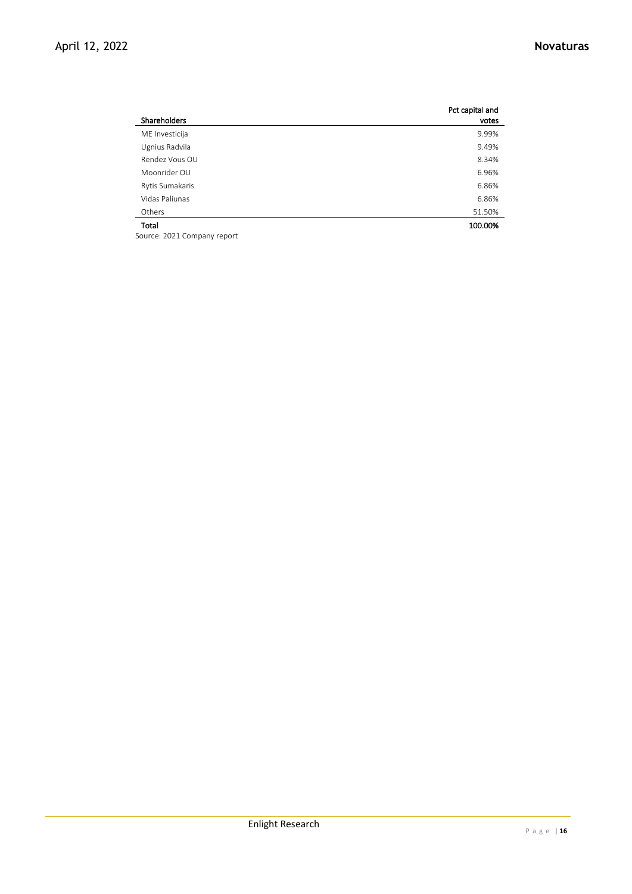| Shareholders | Pct capital and votes |
|---|---|
| ME Investicija | 9.99% |
| Ugnius Radvila | 9.49% |
| Rendez Vous OU | 8.34% |
| Moonrider OU | 6.96% |
| Rytis Sumakaris | 6.86% |
| Vidas Paliunas | 6.86% |
| Others | 51.50% |
| **Total** | **100.00%** |

Source: 2021 Company report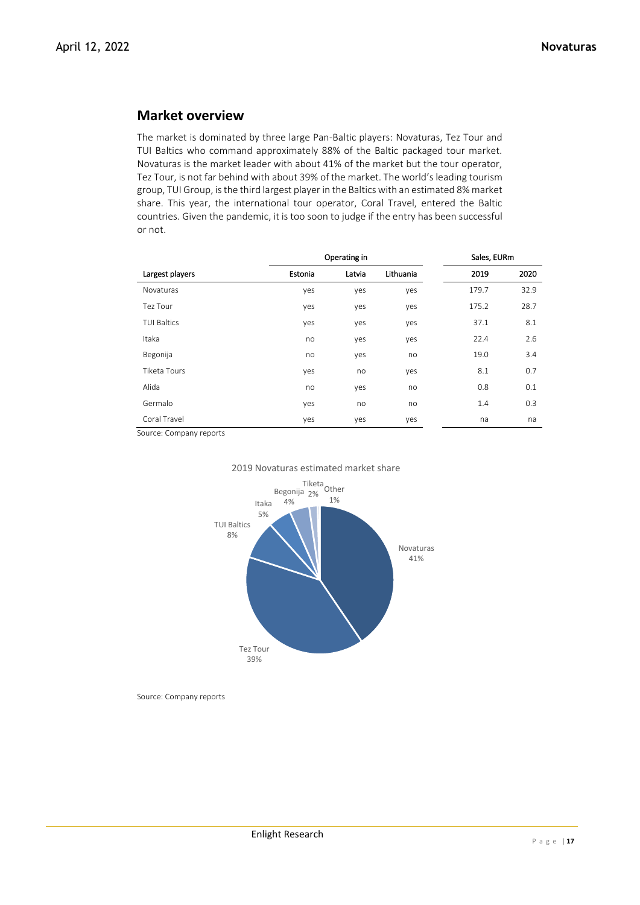## Market overview

The market is dominated by three large Pan-Baltic players: Novaturas, Tez Tour and TUI Baltics who command approximately 88% of the Baltic packaged tour market. Novaturas is the market leader with about 41% of the market but the tour operator, Tez Tour, is not far behind with about 39% of the market. The world's leading tourism group, TUI Group, is the third largest player in the Baltics with an estimated 8% market share. This year, the international tour operator, Coral Travel, entered the Baltic countries. Given the pandemic, it is too soon to judge if the entry has been successful or not.

| | Operating in | | | Sales, EURm | |
|---|---|---|---|---|---|
| Largest players | Estonia | Latvia | Lithuania | 2019 | 2020 |
| Novaturas | yes | yes | yes | 179.7 | 32.9 |
| Tez Tour | yes | yes | yes | 175.2 | 28.7 |
| TUI Baltics | yes | yes | yes | 37.1 | 8.1 |
| Itaka | no | yes | yes | 22.4 | 2.6 |
| Begonija | no | yes | no | 19.0 | 3.4 |
| Tiketa Tours | yes | no | yes | 8.1 | 0.7 |
| Alida | no | yes | no | 0.8 | 0.1 |
| Germalo | yes | no | no | 1.4 | 0.3 |
| Coral Travel | yes | yes | yes | na | na |

Source: Company reports

2019 Novaturas estimated market share

| Company | Share |
|---|---|
| Novaturas | 41% |
| Tez Tour | 39% |
| TUI Baltics | 8% |
| Itaka | 5% |
| Begonija | 4% |
| Tiketa | 2% |
| Other | 1% |

Source: Company reports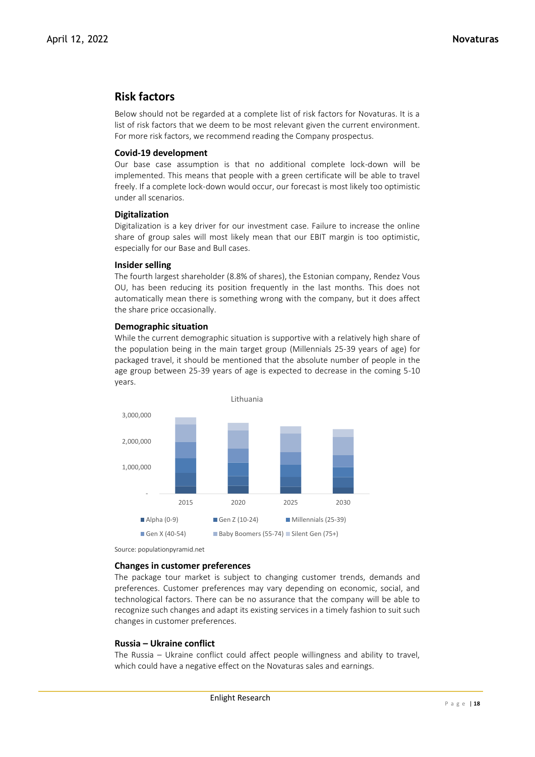## Risk factors

Below should not be regarded at a complete list of risk factors for Novaturas. It is a list of risk factors that we deem to be most relevant given the current environment. For more risk factors, we recommend reading the Company prospectus.

### Covid-19 development

Our base case assumption is that no additional complete lock-down will be implemented. This means that people with a green certificate will be able to travel freely. If a complete lock-down would occur, our forecast is most likely too optimistic under all scenarios.

### Digitalization

Digitalization is a key driver for our investment case. Failure to increase the online share of group sales will most likely mean that our EBIT margin is too optimistic, especially for our Base and Bull cases.

### Insider selling

The fourth largest shareholder (8.8% of shares), the Estonian company, Rendez Vous OU, has been reducing its position frequently in the last months. This does not automatically mean there is something wrong with the company, but it does affect the share price occasionally.

### Demographic situation

While the current demographic situation is supportive with a relatively high share of the population being in the main target group (Millennials 25-39 years of age) for packaged travel, it should be mentioned that the absolute number of people in the age group between 25-39 years of age is expected to decrease in the coming 5-10 years.

Lithuania

Source: populationpyramid.net

### Changes in customer preferences

The package tour market is subject to changing customer trends, demands and preferences. Customer preferences may vary depending on economic, social, and technological factors. There can be no assurance that the company will be able to recognize such changes and adapt its existing services in a timely fashion to suit such changes in customer preferences.

### Russia – Ukraine conflict

The Russia – Ukraine conflict could affect people willingness and ability to travel, which could have a negative effect on the Novaturas sales and earnings.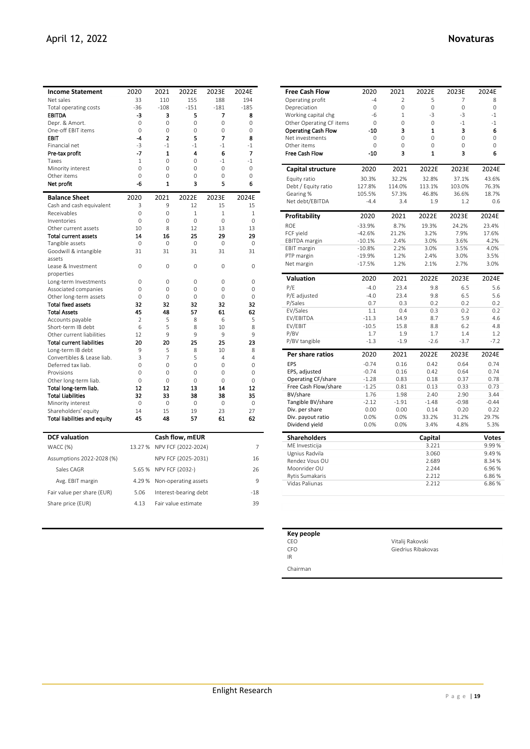| Income Statement | 2020 | 2021 | 2022E | 2023E | 2024E |
|---|---|---|---|---|---|
| Net sales | 33 | 110 | 155 | 188 | 194 |
| Total operating costs | -36 | -108 | -151 | -181 | -185 |
| **EBITDA** | **-3** | **3** | **5** | **7** | **8** |
| Depr. & Amort. | 0 | 0 | 0 | 0 | 0 |
| One-off EBIT items | 0 | 0 | 0 | 0 | 0 |
| **EBIT** | **-4** | **2** | **5** | **7** | **8** |
| Financial net | -3 | -1 | -1 | -1 | -1 |
| **Pre-tax profit** | **-7** | **1** | **4** | **6** | **7** |
| Taxes | 1 | 0 | 0 | -1 | -1 |
| Minority interest | 0 | 0 | 0 | 0 | 0 |
| Other items | 0 | 0 | 0 | 0 | 0 |
| **Net profit** | **-6** | **1** | **3** | **5** | **6** |

| Balance Sheet | 2020 | 2021 | 2022E | 2023E | 2024E |
|---|---|---|---|---|---|
| Cash and cash equivalent | 3 | 9 | 12 | 15 | 15 |
| Receivables | 0 | 0 | 1 | 1 | 1 |
| Inventories | 0 | 0 | 0 | 0 | 0 |
| Other current assets | 10 | 8 | 12 | 13 | 13 |
| **Total current assets** | **14** | **16** | **25** | **29** | **29** |
| Tangible assets | 0 | 0 | 0 | 0 | 0 |
| Goodwill & intangible assets | 31 | 31 | 31 | 31 | 31 |
| Lease & Investment properties | 0 | 0 | 0 | 0 | 0 |
| Long-term Investments | 0 | 0 | 0 | 0 | 0 |
| Associated companies | 0 | 0 | 0 | 0 | 0 |
| Other long-term assets | 0 | 0 | 0 | 0 | 0 |
| **Total fixed assets** | **32** | **32** | **32** | **32** | **32** |
| **Total Assets** | **45** | **48** | **57** | **61** | **62** |
| Accounts payable | 2 | 5 | 8 | 6 | 5 |
| Short-term IB debt | 6 | 5 | 8 | 10 | 8 |
| Other current liabilities | 12 | 9 | 9 | 9 | 9 |
| **Total current liabilities** | **20** | **20** | **25** | **25** | **23** |
| Long-term IB debt | 9 | 5 | 8 | 10 | 8 |
| Convertibles & Lease liab. | 3 | 7 | 5 | 4 | 4 |
| Deferred tax liab. | 0 | 0 | 0 | 0 | 0 |
| Provisions | 0 | 0 | 0 | 0 | 0 |
| Other long-term liab. | 0 | 0 | 0 | 0 | 0 |
| **Total long-term liab.** | **12** | **12** | **13** | **14** | **12** |
| **Total Liabilities** | **32** | **33** | **38** | **38** | **35** |
| Minority interest | 0 | 0 | 0 | 0 | 0 |
| Shareholders' equity | 14 | 15 | 19 | 23 | 27 |
| **Total liabilities and equity** | **45** | **48** | **57** | **61** | **62** |

| DCF valuation | | Cash flow, mEUR | |
|---|---|---|---|
| WACC (%) | 13.27 % | NPV FCF (2022-2024) | 7 |
| Assumptions 2022-2028 (%) | | NPV FCF (2025-2031) | 16 |
| Sales CAGR | 5.65 % | NPV FCF (2032-) | 26 |
| Avg. EBIT margin | 4.29 % | Non-operating assets | 9 |
| Fair value per share (EUR) | 5.06 | Interest-bearing debt | -18 |
| Share price (EUR) | 4.13 | Fair value estimate | 39 |

| Free Cash Flow | 2020 | 2021 | 2022E | 2023E | 2024E |
|---|---|---|---|---|---|
| Operating profit | -4 | 2 | 5 | 7 | 8 |
| Depreciation | 0 | 0 | 0 | 0 | 0 |
| Working capital chg | -6 | 1 | -3 | -3 | -1 |
| Other Operating CF items | 0 | 0 | 0 | -1 | -1 |
| **Operating Cash Flow** | **-10** | **3** | **1** | **3** | **6** |
| Net investments | 0 | 0 | 0 | 0 | 0 |
| Other items | 0 | 0 | 0 | 0 | 0 |
| **Free Cash Flow** | **-10** | **3** | **1** | **3** | **6** |

| Capital structure | 2020 | 2021 | 2022E | 2023E | 2024E |
|---|---|---|---|---|---|
| Equity ratio | 30.3% | 32.2% | 32.8% | 37.1% | 43.6% |
| Debt / Equity ratio | 127.8% | 114.0% | 113.1% | 103.0% | 76.3% |
| Gearing % | 105.5% | 57.3% | 46.8% | 36.6% | 18.7% |
| Net debt/EBITDA | -4.4 | 3.4 | 1.9 | 1.2 | 0.6 |

| Profitability | 2020 | 2021 | 2022E | 2023E | 2024E |
|---|---|---|---|---|---|
| ROE | -33.9% | 8.7% | 19.3% | 24.2% | 23.4% |
| FCF yield | -42.6% | 21.2% | 3.2% | 7.9% | 17.6% |
| EBITDA margin | -10.1% | 2.4% | 3.0% | 3.6% | 4.2% |
| EBIT margin | -10.8% | 2.2% | 3.0% | 3.5% | 4.0% |
| PTP margin | -19.9% | 1.2% | 2.4% | 3.0% | 3.5% |
| Net margin | -17.5% | 1.2% | 2.1% | 2.7% | 3.0% |

| Valuation | 2020 | 2021 | 2022E | 2023E | 2024E |
|---|---|---|---|---|---|
| P/E | -4.0 | 23.4 | 9.8 | 6.5 | 5.6 |
| P/E adjusted | -4.0 | 23.4 | 9.8 | 6.5 | 5.6 |
| P/Sales | 0.7 | 0.3 | 0.2 | 0.2 | 0.2 |
| EV/Sales | 1.1 | 0.4 | 0.3 | 0.2 | 0.2 |
| EV/EBITDA | -11.3 | 14.9 | 8.7 | 5.9 | 4.6 |
| EV/EBIT | -10.5 | 15.8 | 8.8 | 6.2 | 4.8 |
| P/BV | 1.7 | 1.9 | 1.7 | 1.4 | 1.2 |
| P/BV tangible | -1.3 | -1.9 | -2.6 | -3.7 | -7.2 |

| Per share ratios | 2020 | 2021 | 2022E | 2023E | 2024E |
|---|---|---|---|---|---|
| EPS | -0.74 | 0.16 | 0.42 | 0.64 | 0.74 |
| EPS, adjusted | -0.74 | 0.16 | 0.42 | 0.64 | 0.74 |
| Operating CF/share | -1.28 | 0.83 | 0.18 | 0.37 | 0.78 |
| Free Cash Flow/share | -1.25 | 0.81 | 0.13 | 0.33 | 0.73 |
| BV/share | 1.76 | 1.98 | 2.40 | 2.90 | 3.44 |
| Tangible BV/share | -2.12 | -1.91 | -1.48 | -0.98 | -0.44 |
| Div. per share | 0.00 | 0.00 | 0.14 | 0.20 | 0.22 |
| Div. payout ratio | 0.0% | 0.0% | 33.2% | 31.2% | 29.7% |
| Dividend yield | 0.0% | 0.0% | 3.4% | 4.8% | 5.3% |

| Shareholders | Capital | Votes |
|---|---|---|
| ME Investicija | 3.221 | 9.99 % |
| Ugnius Radvila | 3.060 | 9.49 % |
| Rendez Vous OU | 2.689 | 8.34 % |
| Moonrider OU | 2.244 | 6.96 % |
| Rytis Sumakaris | 2.212 | 6.86 % |
| Vidas Paliunas | 2.212 | 6.86 % |

| Key people | |
|---|---|
| CEO | Vitalij Rakovski |
| CFO | Giedrius Ribakovas |
| IR | |
| Chairman | |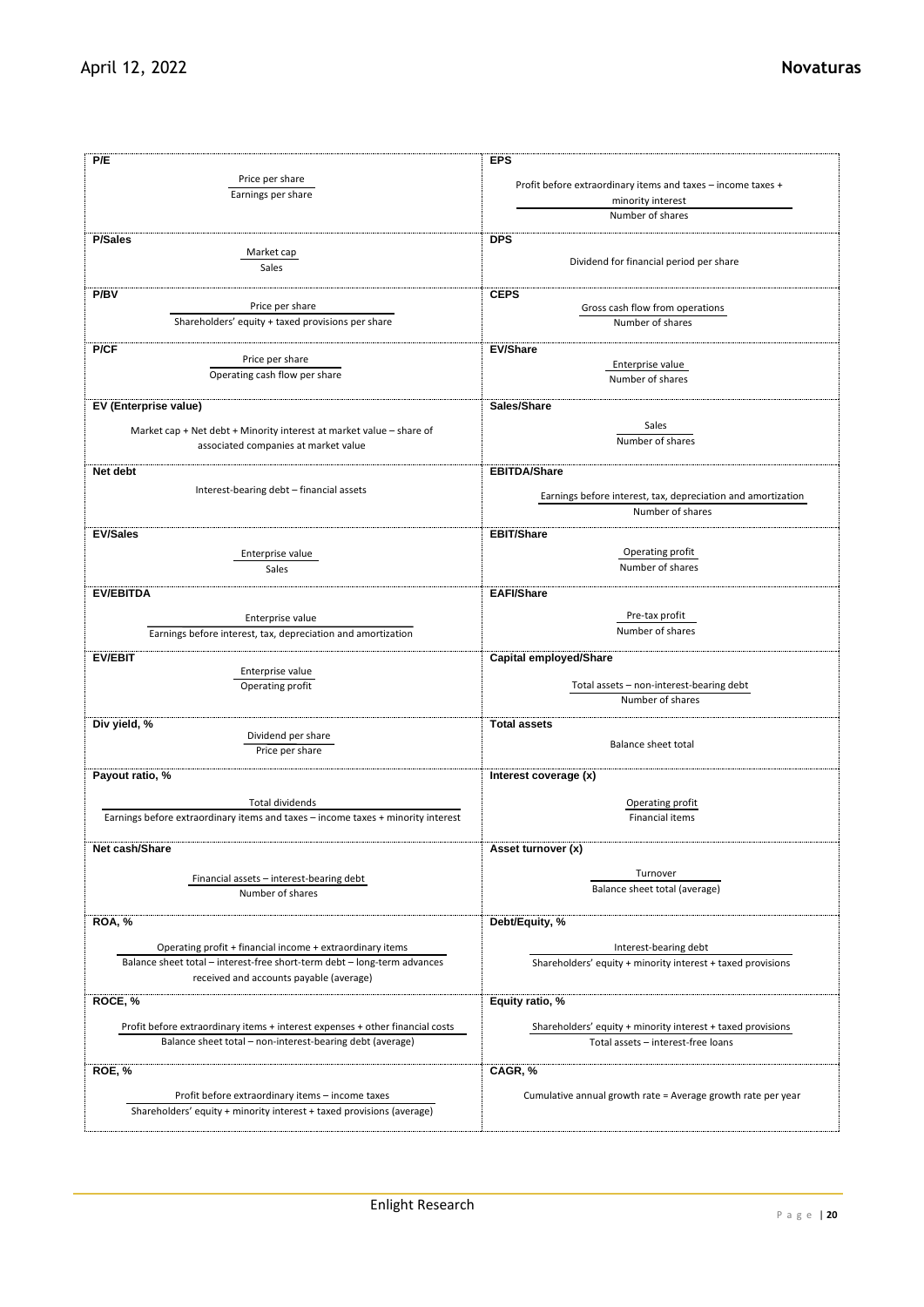| Ratio | Definition |
|---|---|
| **P/E** | Price per share / Earnings per share |
| **P/Sales** | Market cap / Sales |
| **P/BV** | Price per share / Shareholders' equity + taxed provisions per share |
| **P/CF** | Price per share / Operating cash flow per share |
| **EV (Enterprise value)** | Market cap + Net debt + Minority interest at market value – share of associated companies at market value |
| **Net debt** | Interest-bearing debt – financial assets |
| **EV/Sales** | Enterprise value / Sales |
| **EV/EBITDA** | Enterprise value / Earnings before interest, tax, depreciation and amortization |
| **EV/EBIT** | Enterprise value / Operating profit |
| **Div yield, %** | Dividend per share / Price per share |
| **Payout ratio, %** | Total dividends / Earnings before extraordinary items and taxes – income taxes + minority interest |
| **Net cash/Share** | Financial assets – interest-bearing debt / Number of shares |
| **ROA, %** | Operating profit + financial income + extraordinary items / Balance sheet total – interest-free short-term debt – long-term advances received and accounts payable (average) |
| **ROCE, %** | Profit before extraordinary items + interest expenses + other financial costs / Balance sheet total – non-interest-bearing debt (average) |
| **ROE, %** | Profit before extraordinary items – income taxes / Shareholders' equity + minority interest + taxed provisions (average) |
| **EPS** | Profit before extraordinary items and taxes – income taxes + minority interest / Number of shares |
| **DPS** | Dividend for financial period per share |
| **CEPS** | Gross cash flow from operations / Number of shares |
| **EV/Share** | Enterprise value / Number of shares |
| **Sales/Share** | Sales / Number of shares |
| **EBITDA/Share** | Earnings before interest, tax, depreciation and amortization / Number of shares |
| **EBIT/Share** | Operating profit / Number of shares |
| **EAFI/Share** | Pre-tax profit / Number of shares |
| **Capital employed/Share** | Total assets – non-interest-bearing debt / Number of shares |
| **Total assets** | Balance sheet total |
| **Interest coverage (x)** | Operating profit / Financial items |
| **Asset turnover (x)** | Turnover / Balance sheet total (average) |
| **Debt/Equity, %** | Interest-bearing debt / Shareholders' equity + minority interest + taxed provisions |
| **Equity ratio, %** | Shareholders' equity + minority interest + taxed provisions / Total assets – interest-free loans |
| **CAGR, %** | Cumulative annual growth rate = Average growth rate per year |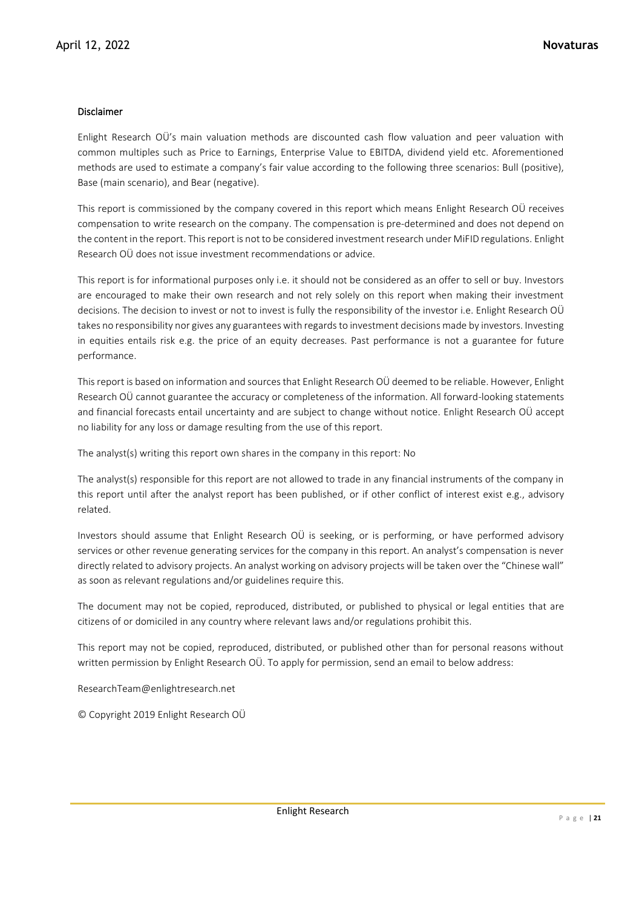## Disclaimer

Enlight Research OÜ's main valuation methods are discounted cash flow valuation and peer valuation with common multiples such as Price to Earnings, Enterprise Value to EBITDA, dividend yield etc. Aforementioned methods are used to estimate a company's fair value according to the following three scenarios: Bull (positive), Base (main scenario), and Bear (negative).

This report is commissioned by the company covered in this report which means Enlight Research OÜ receives compensation to write research on the company. The compensation is pre-determined and does not depend on the content in the report. This report is not to be considered investment research under MiFID regulations. Enlight Research OÜ does not issue investment recommendations or advice.

This report is for informational purposes only i.e. it should not be considered as an offer to sell or buy. Investors are encouraged to make their own research and not rely solely on this report when making their investment decisions. The decision to invest or not to invest is fully the responsibility of the investor i.e. Enlight Research OÜ takes no responsibility nor gives any guarantees with regards to investment decisions made by investors. Investing in equities entails risk e.g. the price of an equity decreases. Past performance is not a guarantee for future performance.

This report is based on information and sources that Enlight Research OÜ deemed to be reliable. However, Enlight Research OÜ cannot guarantee the accuracy or completeness of the information. All forward-looking statements and financial forecasts entail uncertainty and are subject to change without notice. Enlight Research OÜ accept no liability for any loss or damage resulting from the use of this report.

The analyst(s) writing this report own shares in the company in this report: No

The analyst(s) responsible for this report are not allowed to trade in any financial instruments of the company in this report until after the analyst report has been published, or if other conflict of interest exist e.g., advisory related.

Investors should assume that Enlight Research OÜ is seeking, or is performing, or have performed advisory services or other revenue generating services for the company in this report. An analyst's compensation is never directly related to advisory projects. An analyst working on advisory projects will be taken over the "Chinese wall" as soon as relevant regulations and/or guidelines require this.

The document may not be copied, reproduced, distributed, or published to physical or legal entities that are citizens of or domiciled in any country where relevant laws and/or regulations prohibit this.

This report may not be copied, reproduced, distributed, or published other than for personal reasons without written permission by Enlight Research OÜ. To apply for permission, send an email to below address:

ResearchTeam@enlightresearch.net

© Copyright 2019 Enlight Research OÜ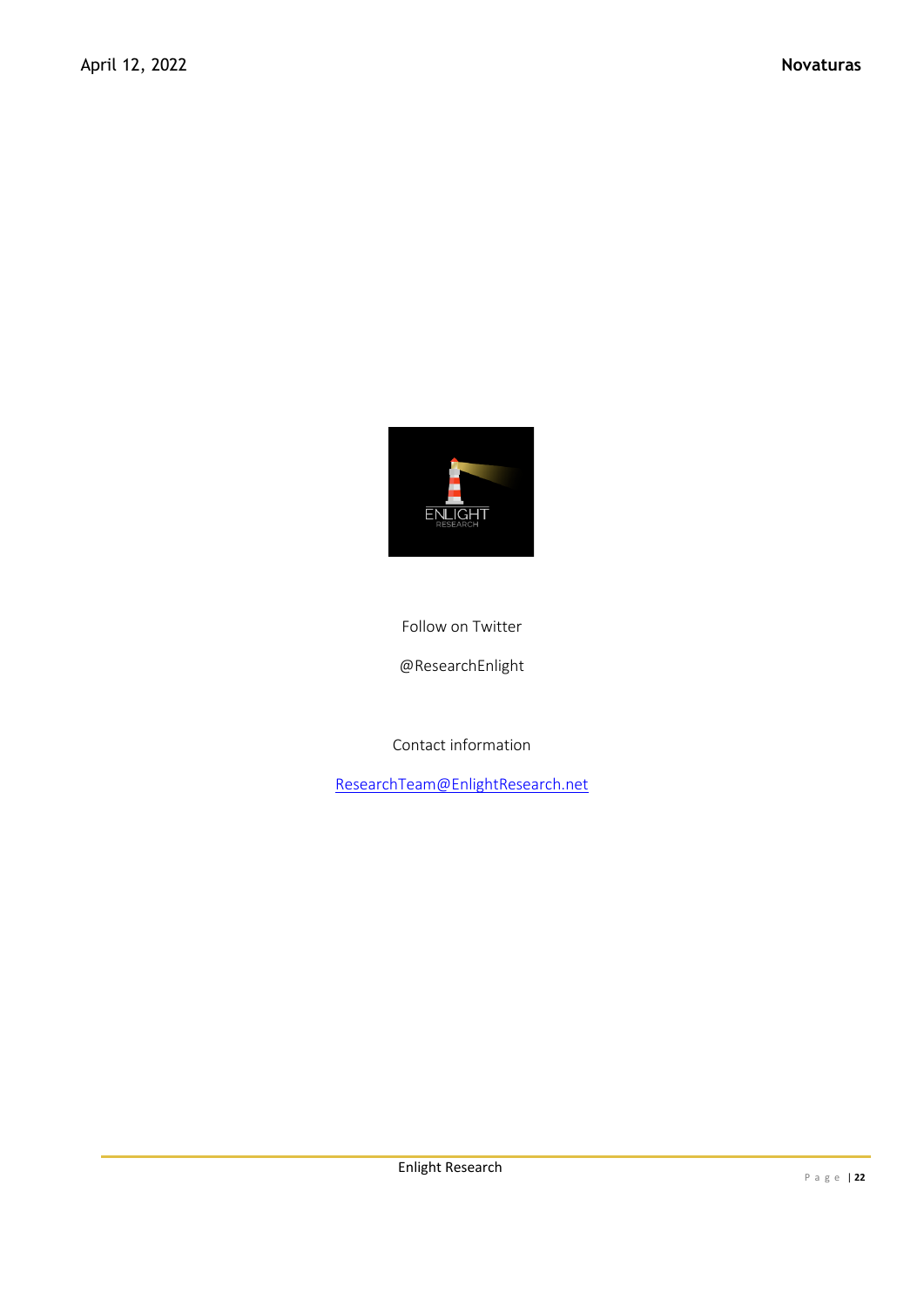Follow on Twitter

@ResearchEnlight

Contact information

ResearchTeam@EnlightResearch.net